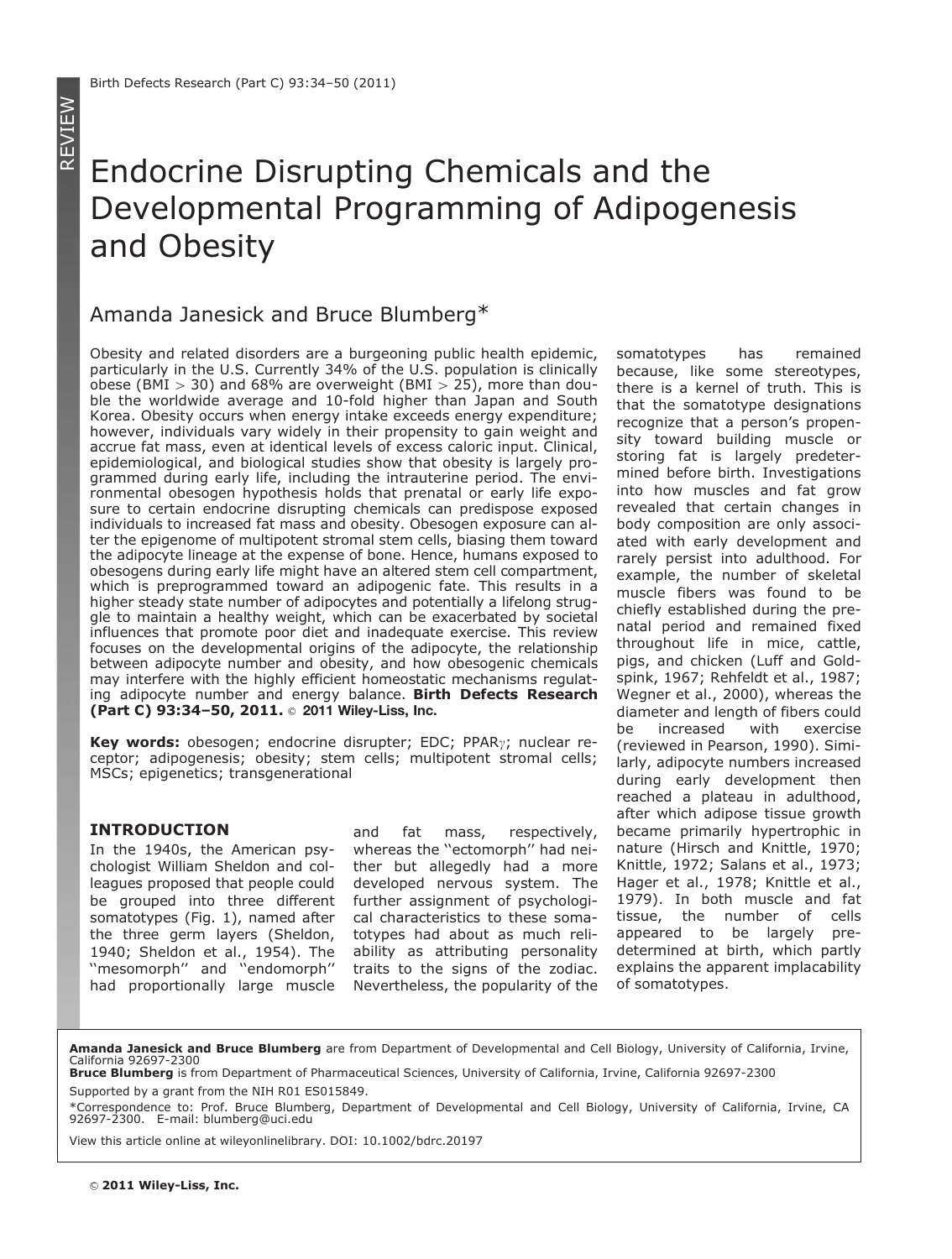# Endocrine Disrupting Chemicals and the Developmental Programming of Adipogenesis and Obesity

Amanda Janesick and Bruce Blumberg*

Obesity and related disorders are a burgeoning public health epidemic, particularly in the U.S. Currently 34% of the U.S. population is clinically obese (BMI $> 30$) and 68% are overweight (BMI $> 25$), more than double the worldwide average and 10-fold higher than Japan and South Korea. Obesity occurs when energy intake exceeds energy expenditure; however, individuals vary widely in their propensity to gain weight and accrue fat mass, even at identical levels of excess caloric input. Clinical, epidemiological, and biological studies show that obesity is largely programmed during early life, including the intrauterine period. The environmental obesogen hypothesis holds that prenatal or early life exposure to certain endocrine disrupting chemicals can predispose exposed individuals to increased fat mass and obesity. Obesogen exposure can alter the epigenome of multipotent stromal stem cells, biasing them toward the adipocyte lineage at the expense of bone. Hence, humans exposed to obesogens during early life might have an altered stem cell compartment, which is preprogrammed toward an adipogenic fate. This results in a higher steady state number of adipocytes and potentially a lifelong struggle to maintain a healthy weight, which can be exacerbated by societal influences that promote poor diet and inadequate exercise. This review focuses on the developmental origins of the adipocyte, the relationship between adipocyte number and obesity, and how obesogenic chemicals may interfere with the highly efficient homeostatic mechanisms regulating adipocyte number and energy balance. **Birth Defects Research (Part C) 93:34–50, 2011.** © **2011 Wiley-Liss, Inc.**

**Key words:** obesogen; endocrine disrupter; EDC; PPAR$\gamma$; nuclear receptor; adipogenesis; obesity; stem cells; multipotent stromal cells; MSCs; epigenetics; transgenerational

## INTRODUCTION

In the 1940s, the American psychologist William Sheldon and colleagues proposed that people could be grouped into three different somatotypes (Fig. 1), named after the three germ layers (Sheldon, 1940; Sheldon et al., 1954). The "mesomorph" and "endomorph" had proportionally large muscle and fat mass, respectively, whereas the "ectomorph" had neither but allegedly had a more developed nervous system. The further assignment of psychological characteristics to these somatotypes had about as much reliability as attributing personality traits to the signs of the zodiac. Nevertheless, the popularity of the somatotypes has remained because, like some stereotypes, there is a kernel of truth. This is that the somatotype designations recognize that a person's propensity toward building muscle or storing fat is largely predetermined before birth. Investigations into how muscles and fat grow revealed that certain changes in body composition are only associated with early development and rarely persist into adulthood. For example, the number of skeletal muscle fibers was found to be chiefly established during the prenatal period and remained fixed throughout life in mice, cattle, pigs, and chicken (Luff and Goldspink, 1967; Rehfeldt et al., 1987; Wegner et al., 2000), whereas the diameter and length of fibers could be increased with exercise (reviewed in Pearson, 1990). Similarly, adipocyte numbers increased during early development then reached a plateau in adulthood, after which adipose tissue growth became primarily hypertrophic in nature (Hirsch and Knittle, 1970; Knittle, 1972; Salans et al., 1973; Hager et al., 1978; Knittle et al., 1979). In both muscle and fat tissue, the number of cells appeared to be largely predetermined at birth, which partly explains the apparent implacability of somatotypes.

---

**Amanda Janesick and Bruce Blumberg** are from Department of Developmental and Cell Biology, University of California, Irvine, California 92697-2300

**Bruce Blumberg** is from Department of Pharmaceutical Sciences, University of California, Irvine, California 92697-2300

Supported by a grant from the NIH R01 ES015849.

*Correspondence to: Prof. Bruce Blumberg, Department of Developmental and Cell Biology, University of California, Irvine, CA 92697-2300. E-mail: blumberg@uci.edu

View this article online at wileyonlinelibrary. DOI: 10.1002/bdrc.20197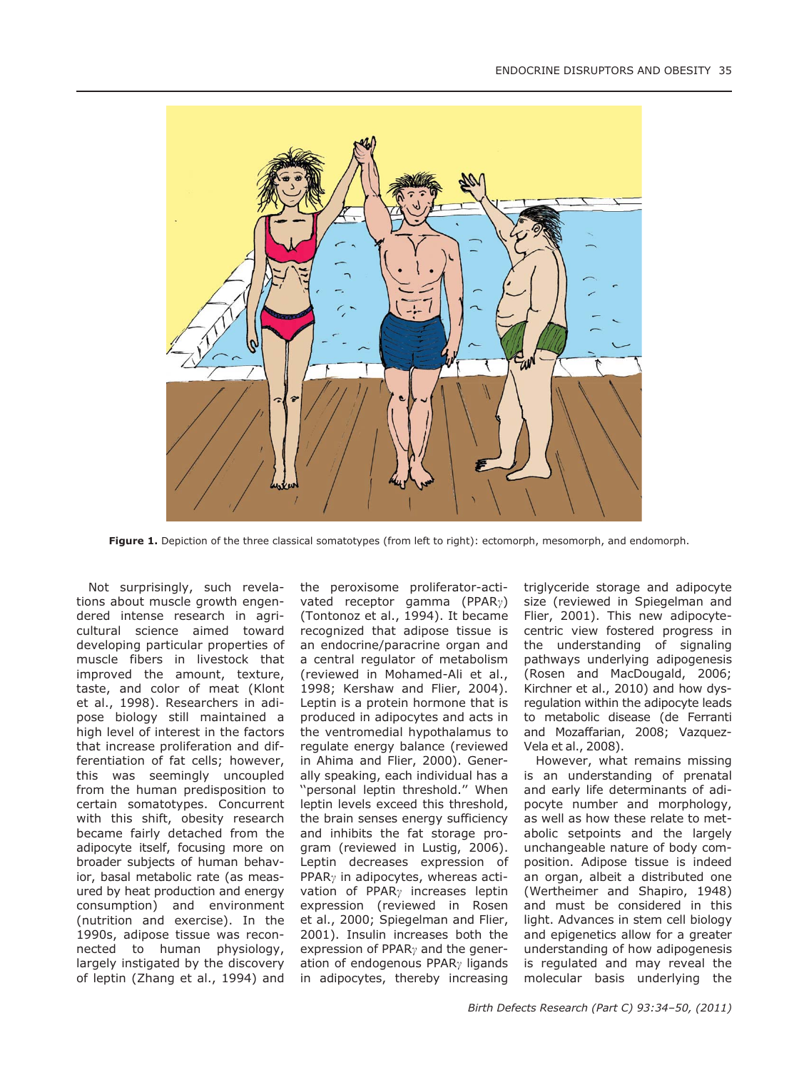**Figure 1.** Depiction of the three classical somatotypes (from left to right): ectomorph, mesomorph, and endomorph.

Not surprisingly, such revelations about muscle growth engendered intense research in agricultural science aimed toward developing particular properties of muscle fibers in livestock that improved the amount, texture, taste, and color of meat (Klont et al., 1998). Researchers in adipose biology still maintained a high level of interest in the factors that increase proliferation and differentiation of fat cells; however, this was seemingly uncoupled from the human predisposition to certain somatotypes. Concurrent with this shift, obesity research became fairly detached from the adipocyte itself, focusing more on broader subjects of human behavior, basal metabolic rate (as measured by heat production and energy consumption) and environment (nutrition and exercise). In the 1990s, adipose tissue was reconnected to human physiology, largely instigated by the discovery of leptin (Zhang et al., 1994) and the peroxisome proliferator-activated receptor gamma (PPAR$\gamma$) (Tontonoz et al., 1994). It became recognized that adipose tissue is an endocrine/paracrine organ and a central regulator of metabolism (reviewed in Mohamed-Ali et al., 1998; Kershaw and Flier, 2004). Leptin is a protein hormone that is produced in adipocytes and acts in the ventromedial hypothalamus to regulate energy balance (reviewed in Ahima and Flier, 2000). Generally speaking, each individual has a "personal leptin threshold." When leptin levels exceed this threshold, the brain senses energy sufficiency and inhibits the fat storage program (reviewed in Lustig, 2006). Leptin decreases expression of PPAR$\gamma$ in adipocytes, whereas activation of PPAR$\gamma$ increases leptin expression (reviewed in Rosen et al., 2000; Spiegelman and Flier, 2001). Insulin increases both the expression of PPAR$\gamma$ and the generation of endogenous PPAR$\gamma$ ligands in adipocytes, thereby increasing triglyceride storage and adipocyte size (reviewed in Spiegelman and Flier, 2001). This new adipocyte-centric view fostered progress in the understanding of signaling pathways underlying adipogenesis (Rosen and MacDougald, 2006; Kirchner et al., 2010) and how dysregulation within the adipocyte leads to metabolic disease (de Ferranti and Mozaffarian, 2008; Vazquez-Vela et al., 2008).

However, what remains missing is an understanding of prenatal and early life determinants of adipocyte number and morphology, as well as how these relate to metabolic setpoints and the largely unchangeable nature of body composition. Adipose tissue is indeed an organ, albeit a distributed one (Wertheimer and Shapiro, 1948) and must be considered in this light. Advances in stem cell biology and epigenetics allow for a greater understanding of how adipogenesis is regulated and may reveal the molecular basis underlying the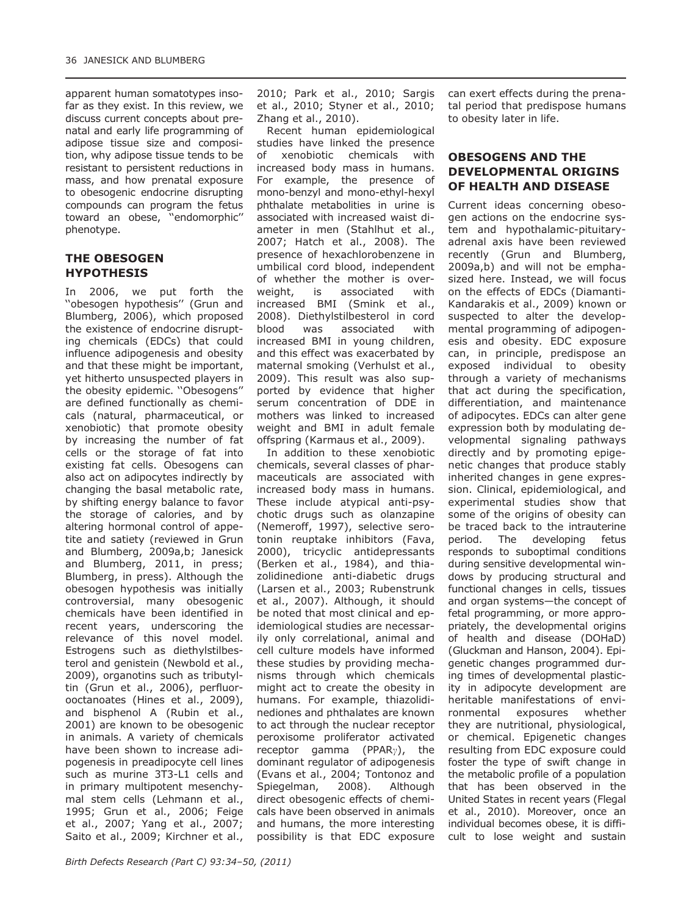apparent human somatotypes insofar as they exist. In this review, we discuss current concepts about prenatal and early life programming of adipose tissue size and composition, why adipose tissue tends to be resistant to persistent reductions in mass, and how prenatal exposure to obesogenic endocrine disrupting compounds can program the fetus toward an obese, ''endomorphic'' phenotype.

## THE OBESOGEN HYPOTHESIS

In 2006, we put forth the ''obesogen hypothesis'' (Grun and Blumberg, 2006), which proposed the existence of endocrine disrupting chemicals (EDCs) that could influence adipogenesis and obesity and that these might be important, yet hitherto unsuspected players in the obesity epidemic. ''Obesogens'' are defined functionally as chemicals (natural, pharmaceutical, or xenobiotic) that promote obesity by increasing the number of fat cells or the storage of fat into existing fat cells. Obesogens can also act on adipocytes indirectly by changing the basal metabolic rate, by shifting energy balance to favor the storage of calories, and by altering hormonal control of appetite and satiety (reviewed in Grun and Blumberg, 2009a,b; Janesick and Blumberg, 2011, in press; Blumberg, in press). Although the obesogen hypothesis was initially controversial, many obesogenic chemicals have been identified in recent years, underscoring the relevance of this novel model. Estrogens such as diethylstilbesterol and genistein (Newbold et al., 2009), organotins such as tributyltin (Grun et al., 2006), perfluorooctanoates (Hines et al., 2009), and bisphenol A (Rubin et al., 2001) are known to be obesogenic in animals. A variety of chemicals have been shown to increase adipogenesis in preadipocyte cell lines such as murine 3T3-L1 cells and in primary multipotent mesenchymal stem cells (Lehmann et al., 1995; Grun et al., 2006; Feige et al., 2007; Yang et al., 2007; Saito et al., 2009; Kirchner et al., 2010; Park et al., 2010; Sargis et al., 2010; Styner et al., 2010; Zhang et al., 2010).

Recent human epidemiological studies have linked the presence of xenobiotic chemicals with increased body mass in humans. For example, the presence of mono-benzyl and mono-ethyl-hexyl phthalate metabolities in urine is associated with increased waist diameter in men (Stahlhut et al., 2007; Hatch et al., 2008). The presence of hexachlorobenzene in umbilical cord blood, independent of whether the mother is overweight, is associated with increased BMI (Smink et al., 2008). Diethylstilbesterol in cord blood was associated with increased BMI in young children, and this effect was exacerbated by maternal smoking (Verhulst et al., 2009). This result was also supported by evidence that higher serum concentration of DDE in mothers was linked to increased weight and BMI in adult female offspring (Karmaus et al., 2009).

In addition to these xenobiotic chemicals, several classes of pharmaceuticals are associated with increased body mass in humans. These include atypical anti-psychotic drugs such as olanzapine (Nemeroff, 1997), selective serotonin reuptake inhibitors (Fava, 2000), tricyclic antidepressants (Berken et al., 1984), and thiazolidinedione anti-diabetic drugs (Larsen et al., 2003; Rubenstrunk et al., 2007). Although, it should be noted that most clinical and epidemiological studies are necessarily only correlational, animal and cell culture models have informed these studies by providing mechanisms through which chemicals might act to create the obesity in humans. For example, thiazolidinediones and phthalates are known to act through the nuclear receptor peroxisome proliferator activated receptor gamma (PPAR$\gamma$), the dominant regulator of adipogenesis (Evans et al., 2004; Tontonoz and Spiegelman, 2008). Although direct obesogenic effects of chemicals have been observed in animals and humans, the more interesting possibility is that EDC exposure can exert effects during the prenatal period that predispose humans to obesity later in life.

## OBESOGENS AND THE DEVELOPMENTAL ORIGINS OF HEALTH AND DISEASE

Current ideas concerning obesogen actions on the endocrine system and hypothalamic-pituitary-adrenal axis have been reviewed recently (Grun and Blumberg, 2009a,b) and will not be emphasized here. Instead, we will focus on the effects of EDCs (Diamanti-Kandarakis et al., 2009) known or suspected to alter the developmental programming of adipogenesis and obesity. EDC exposure can, in principle, predispose an exposed individual to obesity through a variety of mechanisms that act during the specification, differentiation, and maintenance of adipocytes. EDCs can alter gene expression both by modulating developmental signaling pathways directly and by promoting epigenetic changes that produce stably inherited changes in gene expression. Clinical, epidemiological, and experimental studies show that some of the origins of obesity can be traced back to the intrauterine period. The developing fetus responds to suboptimal conditions during sensitive developmental windows by producing structural and functional changes in cells, tissues and organ systems—the concept of fetal programming, or more appropriately, the developmental origins of health and disease (DOHaD) (Gluckman and Hanson, 2004). Epigenetic changes programmed during times of developmental plasticity in adipocyte development are heritable manifestations of environmental exposures whether they are nutritional, physiological, or chemical. Epigenetic changes resulting from EDC exposure could foster the type of swift change in the metabolic profile of a population that has been observed in the United States in recent years (Flegal et al., 2010). Moreover, once an individual becomes obese, it is difficult to lose weight and sustain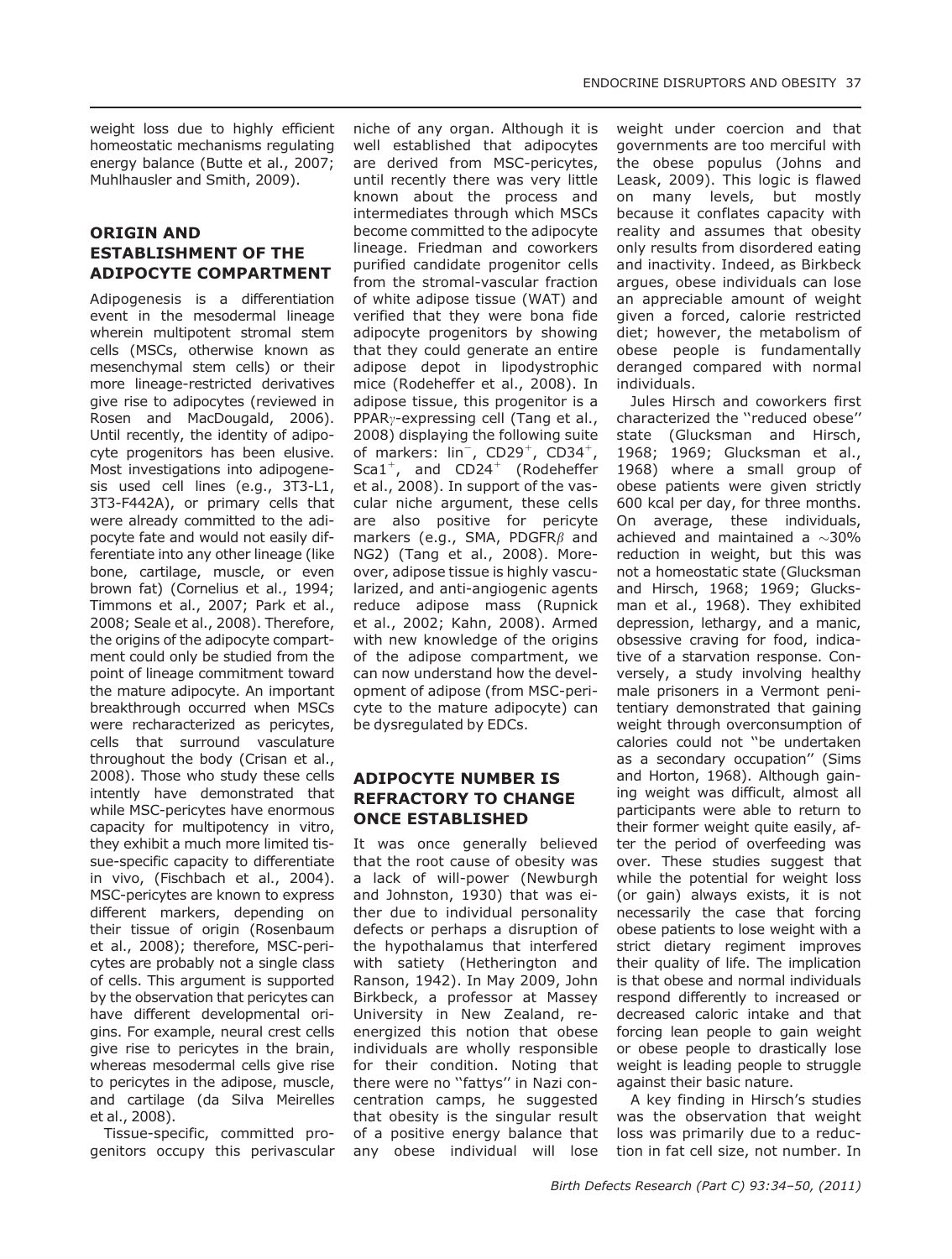weight loss due to highly efficient homeostatic mechanisms regulating energy balance (Butte et al., 2007; Muhlhausler and Smith, 2009).

## ORIGIN AND ESTABLISHMENT OF THE ADIPOCYTE COMPARTMENT

Adipogenesis is a differentiation event in the mesodermal lineage wherein multipotent stromal stem cells (MSCs, otherwise known as mesenchymal stem cells) or their more lineage-restricted derivatives give rise to adipocytes (reviewed in Rosen and MacDougald, 2006). Until recently, the identity of adipocyte progenitors has been elusive. Most investigations into adipogenesis used cell lines (e.g., 3T3-L1, 3T3-F442A), or primary cells that were already committed to the adipocyte fate and would not easily differentiate into any other lineage (like bone, cartilage, muscle, or even brown fat) (Cornelius et al., 1994; Timmons et al., 2007; Park et al., 2008; Seale et al., 2008). Therefore, the origins of the adipocyte compartment could only be studied from the point of lineage commitment toward the mature adipocyte. An important breakthrough occurred when MSCs were recharacterized as pericytes, cells that surround vasculature throughout the body (Crisan et al., 2008). Those who study these cells intently have demonstrated that while MSC-pericytes have enormous capacity for multipotency in vitro, they exhibit a much more limited tissue-specific capacity to differentiate in vivo, (Fischbach et al., 2004). MSC-pericytes are known to express different markers, depending on their tissue of origin (Rosenbaum et al., 2008); therefore, MSC-pericytes are probably not a single class of cells. This argument is supported by the observation that pericytes can have different developmental origins. For example, neural crest cells give rise to pericytes in the brain, whereas mesodermal cells give rise to pericytes in the adipose, muscle, and cartilage (da Silva Meirelles et al., 2008).

Tissue-specific, committed progenitors occupy this perivascular niche of any organ. Although it is well established that adipocytes are derived from MSC-pericytes, until recently there was very little known about the process and intermediates through which MSCs become committed to the adipocyte lineage. Friedman and coworkers purified candidate progenitor cells from the stromal-vascular fraction of white adipose tissue (WAT) and verified that they were bona fide adipocyte progenitors by showing that they could generate an entire adipose depot in lipodystrophic mice (Rodeheffer et al., 2008). In adipose tissue, this progenitor is a PPAR$\gamma$-expressing cell (Tang et al., 2008) displaying the following suite of markers: lin$^-$, CD29$^+$, CD34$^+$, Sca1$^+$, and CD24$^+$ (Rodeheffer et al., 2008). In support of the vascular niche argument, these cells are also positive for pericyte markers (e.g., SMA, PDGFR$\beta$ and NG2) (Tang et al., 2008). Moreover, adipose tissue is highly vascularized, and anti-angiogenic agents reduce adipose mass (Rupnick et al., 2002; Kahn, 2008). Armed with new knowledge of the origins of the adipose compartment, we can now understand how the development of adipose (from MSC-pericyte to the mature adipocyte) can be dysregulated by EDCs.

## ADIPOCYTE NUMBER IS REFRACTORY TO CHANGE ONCE ESTABLISHED

It was once generally believed that the root cause of obesity was a lack of will-power (Newburgh and Johnston, 1930) that was either due to individual personality defects or perhaps a disruption of the hypothalamus that interfered with satiety (Hetherington and Ranson, 1942). In May 2009, John Birkbeck, a professor at Massey University in New Zealand, re-energized this notion that obese individuals are wholly responsible for their condition. Noting that there were no ''fattys'' in Nazi concentration camps, he suggested that obesity is the singular result of a positive energy balance that any obese individual will lose weight under coercion and that governments are too merciful with the obese populus (Johns and Leask, 2009). This logic is flawed on many levels, but mostly because it conflates capacity with reality and assumes that obesity only results from disordered eating and inactivity. Indeed, as Birkbeck argues, obese individuals can lose an appreciable amount of weight given a forced, calorie restricted diet; however, the metabolism of obese people is fundamentally deranged compared with normal individuals.

Jules Hirsch and coworkers first characterized the ''reduced obese'' state (Glucksman and Hirsch, 1968; 1969; Glucksman et al., 1968) where a small group of obese patients were given strictly 600 kcal per day, for three months. On average, these individuals, achieved and maintained a $\sim$30% reduction in weight, but this was not a homeostatic state (Glucksman and Hirsch, 1968; 1969; Glucksman et al., 1968). They exhibited depression, lethargy, and a manic, obsessive craving for food, indicative of a starvation response. Conversely, a study involving healthy male prisoners in a Vermont penitentiary demonstrated that gaining weight through overconsumption of calories could not ''be undertaken as a secondary occupation'' (Sims and Horton, 1968). Although gaining weight was difficult, almost all participants were able to return to their former weight quite easily, after the period of overfeeding was over. These studies suggest that while the potential for weight loss (or gain) always exists, it is not necessarily the case that forcing obese patients to lose weight with a strict dietary regiment improves their quality of life. The implication is that obese and normal individuals respond differently to increased or decreased caloric intake and that forcing lean people to gain weight or obese people to drastically lose weight is leading people to struggle against their basic nature.

A key finding in Hirsch's studies was the observation that weight loss was primarily due to a reduction in fat cell size, not number. In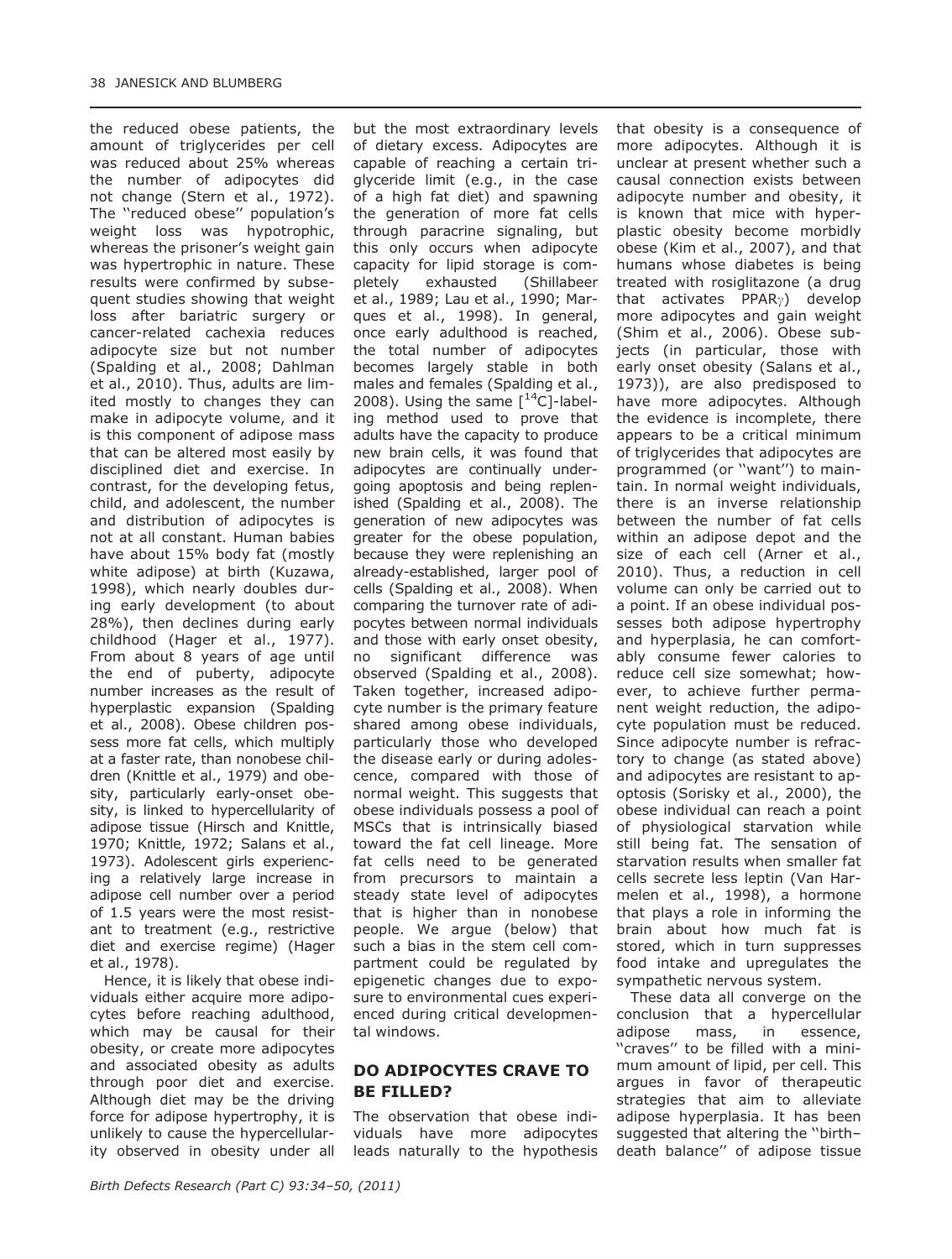the reduced obese patients, the amount of triglycerides per cell was reduced about 25% whereas the number of adipocytes did not change (Stern et al., 1972). The ''reduced obese'' population's weight loss was hypotrophic, whereas the prisoner's weight gain was hypertrophic in nature. These results were confirmed by subsequent studies showing that weight loss after bariatric surgery or cancer-related cachexia reduces adipocyte size but not number (Spalding et al., 2008; Dahlman et al., 2010). Thus, adults are limited mostly to changes they can make in adipocyte volume, and it is this component of adipose mass that can be altered most easily by disciplined diet and exercise. In contrast, for the developing fetus, child, and adolescent, the number and distribution of adipocytes is not at all constant. Human babies have about 15% body fat (mostly white adipose) at birth (Kuzawa, 1998), which nearly doubles during early development (to about 28%), then declines during early childhood (Hager et al., 1977). From about 8 years of age until the end of puberty, adipocyte number increases as the result of hyperplastic expansion (Spalding et al., 2008). Obese children possess more fat cells, which multiply at a faster rate, than nonobese children (Knittle et al., 1979) and obesity, particularly early-onset obesity, is linked to hypercellularity of adipose tissue (Hirsch and Knittle, 1970; Knittle, 1972; Salans et al., 1973). Adolescent girls experiencing a relatively large increase in adipose cell number over a period of 1.5 years were the most resistant to treatment (e.g., restrictive diet and exercise regime) (Hager et al., 1978).

Hence, it is likely that obese individuals either acquire more adipocytes before reaching adulthood, which may be causal for their obesity, or create more adipocytes and associated obesity as adults through poor diet and exercise. Although diet may be the driving force for adipose hypertrophy, it is unlikely to cause the hypercellularity observed in obesity under all but the most extraordinary levels of dietary excess. Adipocytes are capable of reaching a certain triglyceride limit (e.g., in the case of a high fat diet) and spawning the generation of more fat cells through paracrine signaling, but this only occurs when adipocyte capacity for lipid storage is completely exhausted (Shillabeer et al., 1989; Lau et al., 1990; Marques et al., 1998). In general, once early adulthood is reached, the total number of adipocytes becomes largely stable in both males and females (Spalding et al., 2008). Using the same [$^{14}$C]-labeling method used to prove that adults have the capacity to produce new brain cells, it was found that adipocytes are continually undergoing apoptosis and being replenished (Spalding et al., 2008). The generation of new adipocytes was greater for the obese population, because they were replenishing an already-established, larger pool of cells (Spalding et al., 2008). When comparing the turnover rate of adipocytes between normal individuals and those with early onset obesity, no significant difference was observed (Spalding et al., 2008). Taken together, increased adipocyte number is the primary feature shared among obese individuals, particularly those who developed the disease early or during adolescence, compared with those of normal weight. This suggests that obese individuals possess a pool of MSCs that is intrinsically biased toward the fat cell lineage. More fat cells need to be generated from precursors to maintain a steady state level of adipocytes that is higher than in nonobese people. We argue (below) that such a bias in the stem cell compartment could be regulated by epigenetic changes due to exposure to environmental cues experienced during critical developmental windows.

## DO ADIPOCYTES CRAVE TO BE FILLED?

The observation that obese individuals have more adipocytes leads naturally to the hypothesis that obesity is a consequence of more adipocytes. Although it is unclear at present whether such a causal connection exists between adipocyte number and obesity, it is known that mice with hyperplastic obesity become morbidly obese (Kim et al., 2007), and that humans whose diabetes is being treated with rosiglitazone (a drug that activates PPAR$\gamma$) develop more adipocytes and gain weight (Shim et al., 2006). Obese subjects (in particular, those with early onset obesity (Salans et al., 1973)), are also predisposed to have more adipocytes. Although the evidence is incomplete, there appears to be a critical minimum of triglycerides that adipocytes are programmed (or ''want'') to maintain. In normal weight individuals, there is an inverse relationship between the number of fat cells within an adipose depot and the size of each cell (Arner et al., 2010). Thus, a reduction in cell volume can only be carried out to a point. If an obese individual possesses both adipose hypertrophy and hyperplasia, he can comfortably consume fewer calories to reduce cell size somewhat; however, to achieve further permanent weight reduction, the adipocyte population must be reduced. Since adipocyte number is refractory to change (as stated above) and adipocytes are resistant to apoptosis (Sorisky et al., 2000), the obese individual can reach a point of physiological starvation while still being fat. The sensation of starvation results when smaller fat cells secrete less leptin (Van Harmelen et al., 1998), a hormone that plays a role in informing the brain about how much fat is stored, which in turn suppresses food intake and upregulates the sympathetic nervous system.

These data all converge on the conclusion that a hypercellular adipose mass, in essence, ''craves'' to be filled with a minimum amount of lipid, per cell. This argues in favor of therapeutic strategies that aim to alleviate adipose hyperplasia. It has been suggested that altering the ''birth–death balance'' of adipose tissue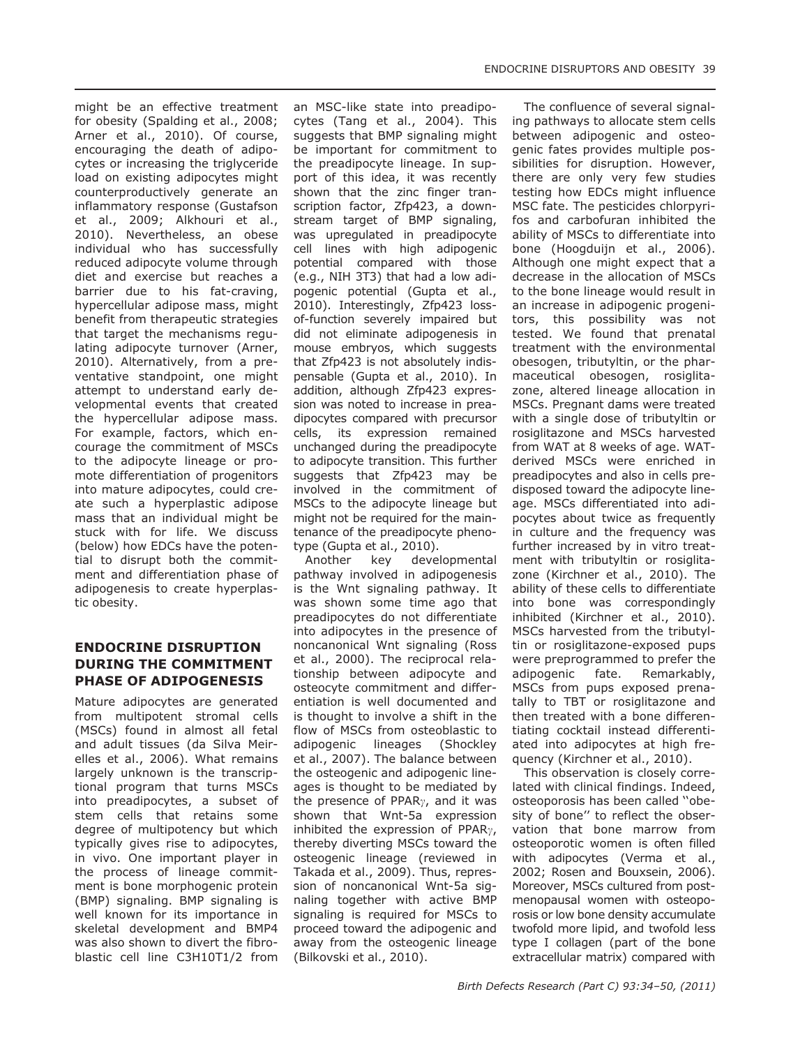might be an effective treatment for obesity (Spalding et al., 2008; Arner et al., 2010). Of course, encouraging the death of adipocytes or increasing the triglyceride load on existing adipocytes might counterproductively generate an inflammatory response (Gustafson et al., 2009; Alkhouri et al., 2010). Nevertheless, an obese individual who has successfully reduced adipocyte volume through diet and exercise but reaches a barrier due to his fat-craving, hypercellular adipose mass, might benefit from therapeutic strategies that target the mechanisms regulating adipocyte turnover (Arner, 2010). Alternatively, from a preventative standpoint, one might attempt to understand early developmental events that created the hypercellular adipose mass. For example, factors, which encourage the commitment of MSCs to the adipocyte lineage or promote differentiation of progenitors into mature adipocytes, could create such a hyperplastic adipose mass that an individual might be stuck with for life. We discuss (below) how EDCs have the potential to disrupt both the commitment and differentiation phase of adipogenesis to create hyperplastic obesity.

## ENDOCRINE DISRUPTION DURING THE COMMITMENT PHASE OF ADIPOGENESIS

Mature adipocytes are generated from multipotent stromal cells (MSCs) found in almost all fetal and adult tissues (da Silva Meirelles et al., 2006). What remains largely unknown is the transcriptional program that turns MSCs into preadipocytes, a subset of stem cells that retains some degree of multipotency but which typically gives rise to adipocytes, in vivo. One important player in the process of lineage commitment is bone morphogenic protein (BMP) signaling. BMP signaling is well known for its importance in skeletal development and BMP4 was also shown to divert the fibroblastic cell line C3H10T1/2 from an MSC-like state into preadipocytes (Tang et al., 2004). This suggests that BMP signaling might be important for commitment to the preadipocyte lineage. In support of this idea, it was recently shown that the zinc finger transcription factor, Zfp423, a downstream target of BMP signaling, was upregulated in preadipocyte cell lines with high adipogenic potential compared with those (e.g., NIH 3T3) that had a low adipogenic potential (Gupta et al., 2010). Interestingly, Zfp423 loss-of-function severely impaired but did not eliminate adipogenesis in mouse embryos, which suggests that Zfp423 is not absolutely indispensable (Gupta et al., 2010). In addition, although Zfp423 expression was noted to increase in preadipocytes compared with precursor cells, its expression remained unchanged during the preadipocyte to adipocyte transition. This further suggests that Zfp423 may be involved in the commitment of MSCs to the adipocyte lineage but might not be required for the maintenance of the preadipocyte phenotype (Gupta et al., 2010).

Another key developmental pathway involved in adipogenesis is the Wnt signaling pathway. It was shown some time ago that preadipocytes do not differentiate into adipocytes in the presence of noncanonical Wnt signaling (Ross et al., 2000). The reciprocal relationship between adipocyte and osteocyte commitment and differentiation is well documented and is thought to involve a shift in the flow of MSCs from osteoblastic to adipogenic lineages (Shockley et al., 2007). The balance between the osteogenic and adipogenic lineages is thought to be mediated by the presence of PPAR$\gamma$, and it was shown that Wnt-5a expression inhibited the expression of PPAR$\gamma$, thereby diverting MSCs toward the osteogenic lineage (reviewed in Takada et al., 2009). Thus, repression of noncanonical Wnt-5a signaling together with active BMP signaling is required for MSCs to proceed toward the adipogenic and away from the osteogenic lineage (Bilkovski et al., 2010).

The confluence of several signaling pathways to allocate stem cells between adipogenic and osteogenic fates provides multiple possibilities for disruption. However, there are only very few studies testing how EDCs might influence MSC fate. The pesticides chlorpyrifos and carbofuran inhibited the ability of MSCs to differentiate into bone (Hoogduijn et al., 2006). Although one might expect that a decrease in the allocation of MSCs to the bone lineage would result in an increase in adipogenic progenitors, this possibility was not tested. We found that prenatal treatment with the environmental obesogen, tributyltin, or the pharmaceutical obesogen, rosiglitazone, altered lineage allocation in MSCs. Pregnant dams were treated with a single dose of tributyltin or rosiglitazone and MSCs harvested from WAT at 8 weeks of age. WAT-derived MSCs were enriched in preadipocytes and also in cells predisposed toward the adipocyte lineage. MSCs differentiated into adipocytes about twice as frequently in culture and the frequency was further increased by in vitro treatment with tributyltin or rosiglitazone (Kirchner et al., 2010). The ability of these cells to differentiate into bone was correspondingly inhibited (Kirchner et al., 2010). MSCs harvested from the tributyltin or rosiglitazone-exposed pups were preprogrammed to prefer the adipogenic fate. Remarkably, MSCs from pups exposed prenatally to TBT or rosiglitazone and then treated with a bone differentiating cocktail instead differentiated into adipocytes at high frequency (Kirchner et al., 2010).

This observation is closely correlated with clinical findings. Indeed, osteoporosis has been called ''obesity of bone'' to reflect the observation that bone marrow from osteoporotic women is often filled with adipocytes (Verma et al., 2002; Rosen and Bouxsein, 2006). Moreover, MSCs cultured from postmenopausal women with osteoporosis or low bone density accumulate twofold more lipid, and twofold less type I collagen (part of the bone extracellular matrix) compared with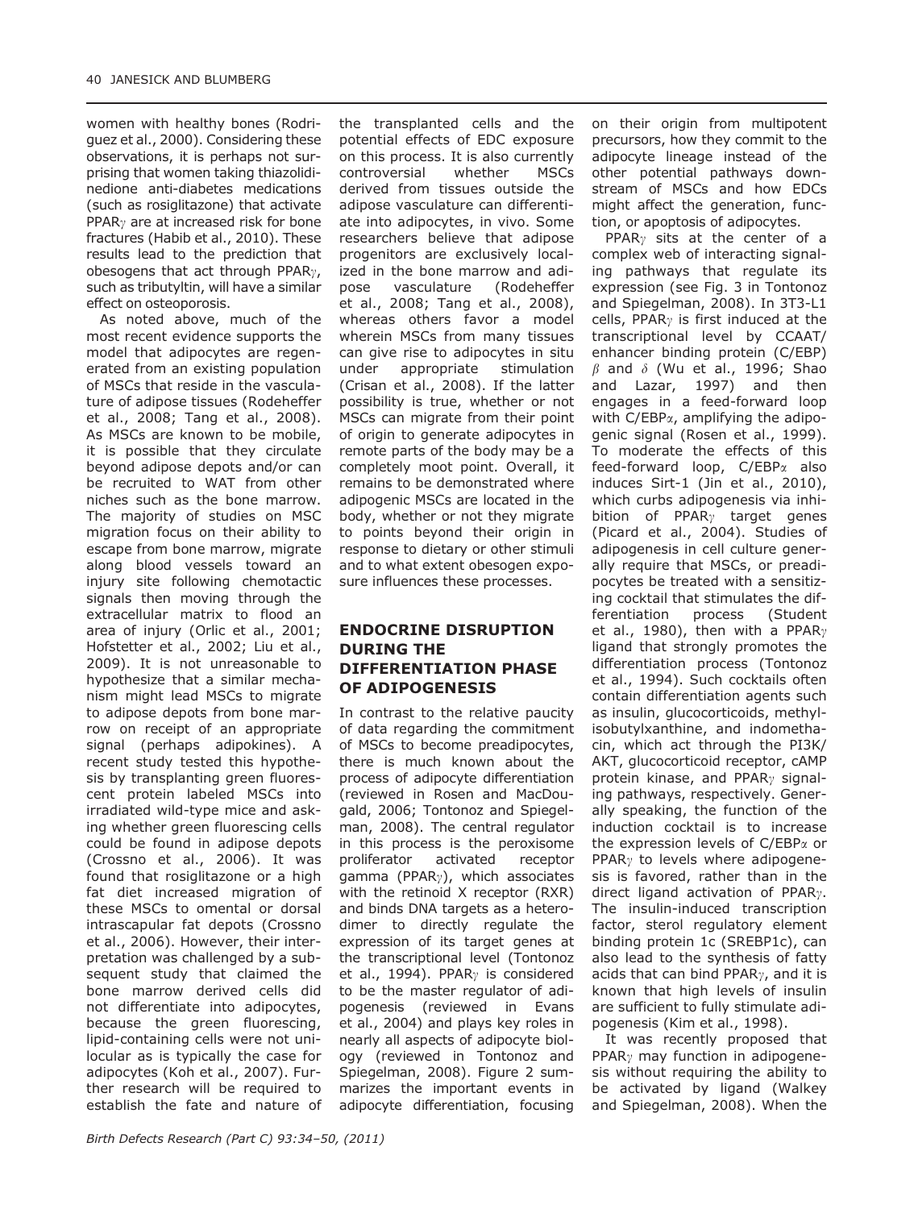women with healthy bones (Rodriguez et al., 2000). Considering these observations, it is perhaps not surprising that women taking thiazolidinedione anti-diabetes medications (such as rosiglitazone) that activate PPAR$\gamma$ are at increased risk for bone fractures (Habib et al., 2010). These results lead to the prediction that obesogens that act through PPAR$\gamma$, such as tributyltin, will have a similar effect on osteoporosis.

As noted above, much of the most recent evidence supports the model that adipocytes are regenerated from an existing population of MSCs that reside in the vasculature of adipose tissues (Rodeheffer et al., 2008; Tang et al., 2008). As MSCs are known to be mobile, it is possible that they circulate beyond adipose depots and/or can be recruited to WAT from other niches such as the bone marrow. The majority of studies on MSC migration focus on their ability to escape from bone marrow, migrate along blood vessels toward an injury site following chemotactic signals then moving through the extracellular matrix to flood an area of injury (Orlic et al., 2001; Hofstetter et al., 2002; Liu et al., 2009). It is not unreasonable to hypothesize that a similar mechanism might lead MSCs to migrate to adipose depots from bone marrow on receipt of an appropriate signal (perhaps adipokines). A recent study tested this hypothesis by transplanting green fluorescent protein labeled MSCs into irradiated wild-type mice and asking whether green fluorescing cells could be found in adipose depots (Crossno et al., 2006). It was found that rosiglitazone or a high fat diet increased migration of these MSCs to omental or dorsal intrascapular fat depots (Crossno et al., 2006). However, their interpretation was challenged by a subsequent study that claimed the bone marrow derived cells did not differentiate into adipocytes, because the green fluorescing, lipid-containing cells were not unilocular as is typically the case for adipocytes (Koh et al., 2007). Further research will be required to establish the fate and nature of the transplanted cells and the potential effects of EDC exposure on this process. It is also currently controversial whether MSCs derived from tissues outside the adipose vasculature can differentiate into adipocytes, in vivo. Some researchers believe that adipose progenitors are exclusively localized in the bone marrow and adipose vasculature (Rodeheffer et al., 2008; Tang et al., 2008), whereas others favor a model wherein MSCs from many tissues can give rise to adipocytes in situ under appropriate stimulation (Crisan et al., 2008). If the latter possibility is true, whether or not MSCs can migrate from their point of origin to generate adipocytes in remote parts of the body may be a completely moot point. Overall, it remains to be demonstrated where adipogenic MSCs are located in the body, whether or not they migrate to points beyond their origin in response to dietary or other stimuli and to what extent obesogen exposure influences these processes.

## ENDOCRINE DISRUPTION DURING THE DIFFERENTIATION PHASE OF ADIPOGENESIS

In contrast to the relative paucity of data regarding the commitment of MSCs to become preadipocytes, there is much known about the process of adipocyte differentiation (reviewed in Rosen and MacDougald, 2006; Tontonoz and Spiegelman, 2008). The central regulator in this process is the peroxisome proliferator activated receptor gamma (PPAR$\gamma$), which associates with the retinoid X receptor (RXR) and binds DNA targets as a heterodimer to directly regulate the expression of its target genes at the transcriptional level (Tontonoz et al., 1994). PPAR$\gamma$ is considered to be the master regulator of adipogenesis (reviewed in Evans et al., 2004) and plays key roles in nearly all aspects of adipocyte biology (reviewed in Tontonoz and Spiegelman, 2008). Figure 2 summarizes the important events in adipocyte differentiation, focusing on their origin from multipotent precursors, how they commit to the adipocyte lineage instead of the other potential pathways downstream of MSCs and how EDCs might affect the generation, function, or apoptosis of adipocytes.

PPAR$\gamma$ sits at the center of a complex web of interacting signaling pathways that regulate its expression (see Fig. 3 in Tontonoz and Spiegelman, 2008). In 3T3-L1 cells, PPAR$\gamma$ is first induced at the transcriptional level by CCAAT/enhancer binding protein (C/EBP) $\beta$ and $\delta$ (Wu et al., 1996; Shao and Lazar, 1997) and then engages in a feed-forward loop with C/EBP$\alpha$, amplifying the adipogenic signal (Rosen et al., 1999). To moderate the effects of this feed-forward loop, C/EBP$\alpha$ also induces Sirt-1 (Jin et al., 2010), which curbs adipogenesis via inhibition of PPAR$\gamma$ target genes (Picard et al., 2004). Studies of adipogenesis in cell culture generally require that MSCs, or preadipocytes be treated with a sensitizing cocktail that stimulates the differentiation process (Student et al., 1980), then with a PPAR$\gamma$ ligand that strongly promotes the differentiation process (Tontonoz et al., 1994). Such cocktails often contain differentiation agents such as insulin, glucocorticoids, methylisobutylxanthine, and indomethacin, which act through the PI3K/AKT, glucocorticoid receptor, cAMP protein kinase, and PPAR$\gamma$ signaling pathways, respectively. Generally speaking, the function of the induction cocktail is to increase the expression levels of C/EBP$\alpha$ or PPAR$\gamma$ to levels where adipogenesis is favored, rather than in the direct ligand activation of PPAR$\gamma$. The insulin-induced transcription factor, sterol regulatory element binding protein 1c (SREBP1c), can also lead to the synthesis of fatty acids that can bind PPAR$\gamma$, and it is known that high levels of insulin are sufficient to fully stimulate adipogenesis (Kim et al., 1998).

It was recently proposed that PPAR$\gamma$ may function in adipogenesis without requiring the ability to be activated by ligand (Walkey and Spiegelman, 2008). When the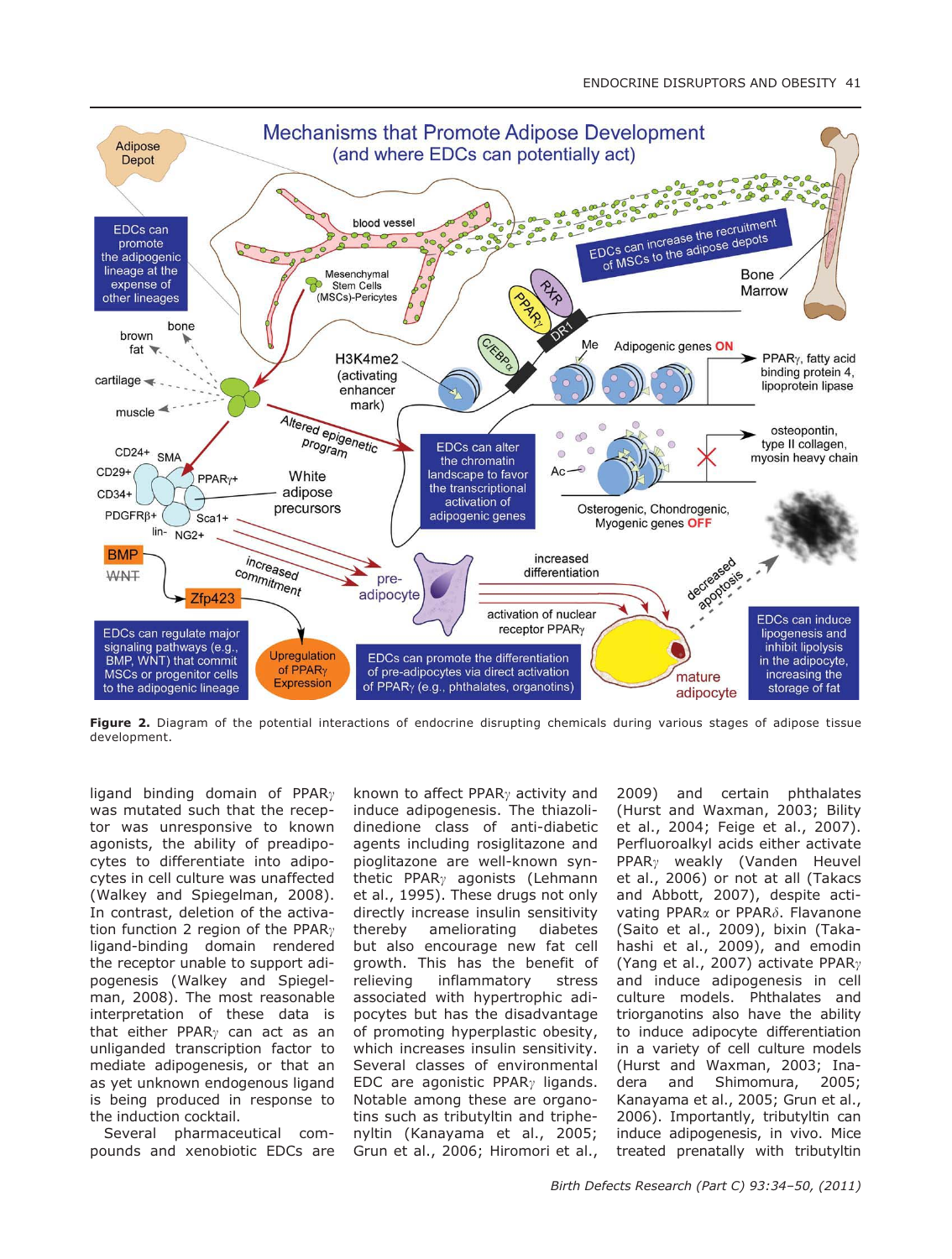**Figure 2.** Diagram of the potential interactions of endocrine disrupting chemicals during various stages of adipose tissue development.

ligand binding domain of PPAR$\gamma$ was mutated such that the receptor was unresponsive to known agonists, the ability of preadipocytes to differentiate into adipocytes in cell culture was unaffected (Walkey and Spiegelman, 2008). In contrast, deletion of the activation function 2 region of the PPAR$\gamma$ ligand-binding domain rendered the receptor unable to support adipogenesis (Walkey and Spiegelman, 2008). The most reasonable interpretation of these data is that either PPAR$\gamma$ can act as an unliganded transcription factor to mediate adipogenesis, or that an as yet unknown endogenous ligand is being produced in response to the induction cocktail.

Several pharmaceutical compounds and xenobiotic EDCs are known to affect PPAR$\gamma$ activity and induce adipogenesis. The thiazolidinedione class of anti-diabetic agents including rosiglitazone and pioglitazone are well-known synthetic PPAR$\gamma$ agonists (Lehmann et al., 1995). These drugs not only directly increase insulin sensitivity thereby ameliorating diabetes but also encourage new fat cell growth. This has the benefit of relieving inflammatory stress associated with hypertrophic adipocytes but has the disadvantage of promoting hyperplastic obesity, which increases insulin sensitivity. Several classes of environmental EDC are agonistic PPAR$\gamma$ ligands. Notable among these are organotins such as tributyltin and triphenyltin (Kanayama et al., 2005; Grun et al., 2006; Hiromori et al., 2009) and certain phthalates (Hurst and Waxman, 2003; Bility et al., 2004; Feige et al., 2007). Perfluoroalkyl acids either activate PPAR$\gamma$ weakly (Vanden Heuvel et al., 2006) or not at all (Takacs and Abbott, 2007), despite activating PPAR$\alpha$ or PPAR$\delta$. Flavanone (Saito et al., 2009), bixin (Takahashi et al., 2009), and emodin (Yang et al., 2007) activate PPAR$\gamma$ and induce adipogenesis in cell culture models. Phthalates and triorganotins also have the ability to induce adipocyte differentiation in a variety of cell culture models (Hurst and Waxman, 2003; Inadera and Shimomura, 2005; Kanayama et al., 2005; Grun et al., 2006). Importantly, tributyltin can induce adipogenesis, in vivo. Mice treated prenatally with tributyltin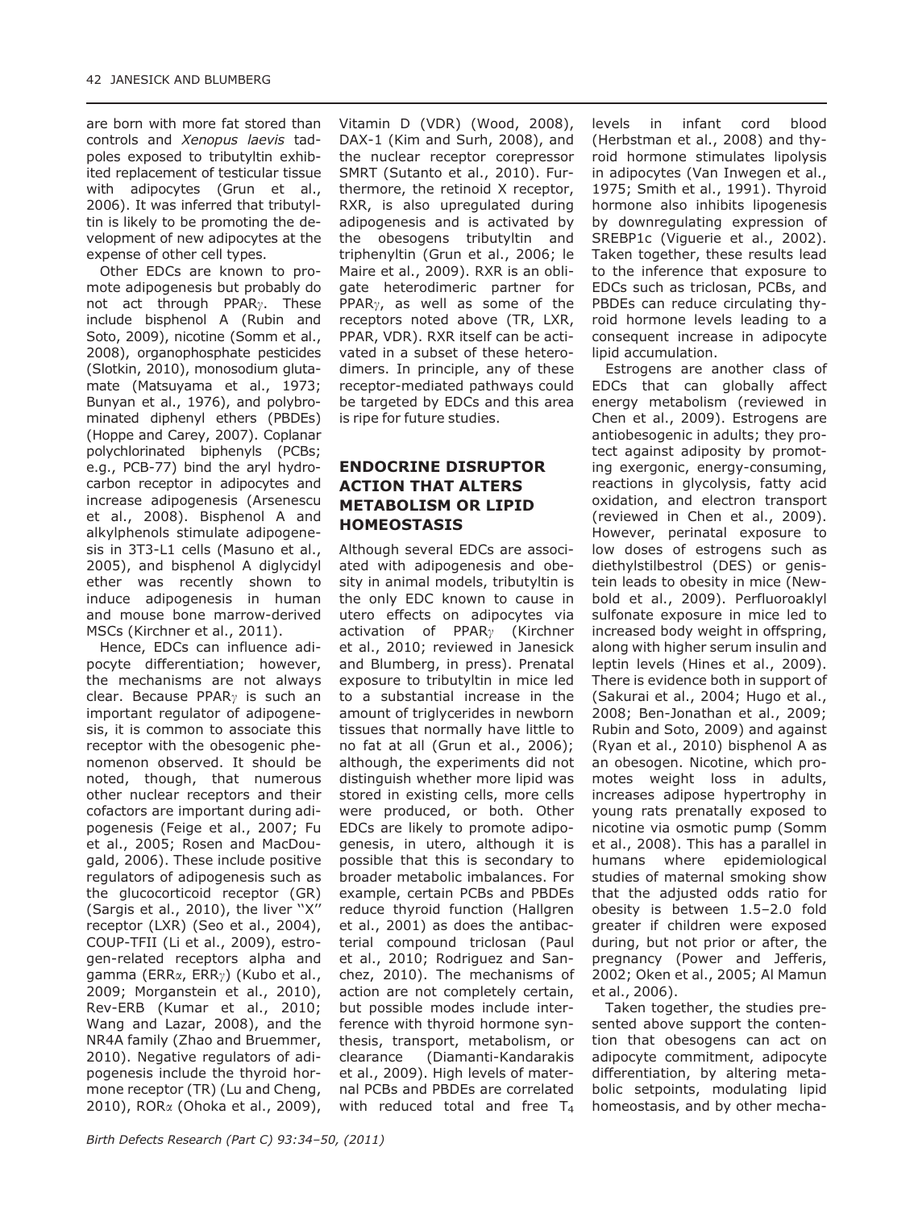are born with more fat stored than controls and *Xenopus laevis* tadpoles exposed to tributyltin exhibited replacement of testicular tissue with adipocytes (Grun et al., 2006). It was inferred that tributyltin is likely to be promoting the development of new adipocytes at the expense of other cell types.

Other EDCs are known to promote adipogenesis but probably do not act through PPAR$\gamma$. These include bisphenol A (Rubin and Soto, 2009), nicotine (Somm et al., 2008), organophosphate pesticides (Slotkin, 2010), monosodium glutamate (Matsuyama et al., 1973; Bunyan et al., 1976), and polybrominated diphenyl ethers (PBDEs) (Hoppe and Carey, 2007). Coplanar polychlorinated biphenyls (PCBs; e.g., PCB-77) bind the aryl hydrocarbon receptor in adipocytes and increase adipogenesis (Arsenescu et al., 2008). Bisphenol A and alkylphenols stimulate adipogenesis in 3T3-L1 cells (Masuno et al., 2005), and bisphenol A diglycidyl ether was recently shown to induce adipogenesis in human and mouse bone marrow-derived MSCs (Kirchner et al., 2011).

Hence, EDCs can influence adipocyte differentiation; however, the mechanisms are not always clear. Because PPAR$\gamma$ is such an important regulator of adipogenesis, it is common to associate this receptor with the obesogenic phenomenon observed. It should be noted, though, that numerous other nuclear receptors and their cofactors are important during adipogenesis (Feige et al., 2007; Fu et al., 2005; Rosen and MacDougald, 2006). These include positive regulators of adipogenesis such as the glucocorticoid receptor (GR) (Sargis et al., 2010), the liver ''X'' receptor (LXR) (Seo et al., 2004), COUP-TFII (Li et al., 2009), estrogen-related receptors alpha and gamma (ERR$\alpha$, ERR$\gamma$) (Kubo et al., 2009; Morganstein et al., 2010), Rev-ERB (Kumar et al., 2010; Wang and Lazar, 2008), and the NR4A family (Zhao and Bruemmer, 2010). Negative regulators of adipogenesis include the thyroid hormone receptor (TR) (Lu and Cheng, 2010), ROR$\alpha$ (Ohoka et al., 2009), Vitamin D (VDR) (Wood, 2008), DAX-1 (Kim and Surh, 2008), and the nuclear receptor corepressor SMRT (Sutanto et al., 2010). Furthermore, the retinoid X receptor, RXR, is also upregulated during adipogenesis and is activated by the obesogens tributyltin and triphenyltin (Grun et al., 2006; le Maire et al., 2009). RXR is an obligate heterodimeric partner for PPAR$\gamma$, as well as some of the receptors noted above (TR, LXR, PPAR, VDR). RXR itself can be activated in a subset of these heterodimers. In principle, any of these receptor-mediated pathways could be targeted by EDCs and this area is ripe for future studies.

## ENDOCRINE DISRUPTOR ACTION THAT ALTERS METABOLISM OR LIPID HOMEOSTASIS

Although several EDCs are associated with adipogenesis and obesity in animal models, tributyltin is the only EDC known to cause in utero effects on adipocytes via activation of PPAR$\gamma$ (Kirchner et al., 2010; reviewed in Janesick and Blumberg, in press). Prenatal exposure to tributyltin in mice led to a substantial increase in the amount of triglycerides in newborn tissues that normally have little to no fat at all (Grun et al., 2006); although, the experiments did not distinguish whether more lipid was stored in existing cells, more cells were produced, or both. Other EDCs are likely to promote adipogenesis, in utero, although it is possible that this is secondary to broader metabolic imbalances. For example, certain PCBs and PBDEs reduce thyroid function (Hallgren et al., 2001) as does the antibacterial compound triclosan (Paul et al., 2010; Rodriguez and Sanchez, 2010). The mechanisms of action are not completely certain, but possible modes include interference with thyroid hormone synthesis, transport, metabolism, or clearance (Diamanti-Kandarakis et al., 2009). High levels of maternal PCBs and PBDEs are correlated with reduced total and free $T_4$ levels in infant cord blood (Herbstman et al., 2008) and thyroid hormone stimulates lipolysis in adipocytes (Van Inwegen et al., 1975; Smith et al., 1991). Thyroid hormone also inhibits lipogenesis by downregulating expression of SREBP1c (Viguerie et al., 2002). Taken together, these results lead to the inference that exposure to EDCs such as triclosan, PCBs, and PBDEs can reduce circulating thyroid hormone levels leading to a consequent increase in adipocyte lipid accumulation.

Estrogens are another class of EDCs that can globally affect energy metabolism (reviewed in Chen et al., 2009). Estrogens are antiobesogenic in adults; they protect against adiposity by promoting exergonic, energy-consuming, reactions in glycolysis, fatty acid oxidation, and electron transport (reviewed in Chen et al., 2009). However, perinatal exposure to low doses of estrogens such as diethylstilbestrol (DES) or genistein leads to obesity in mice (Newbold et al., 2009). Perfluoroaklyl sulfonate exposure in mice led to increased body weight in offspring, along with higher serum insulin and leptin levels (Hines et al., 2009). There is evidence both in support of (Sakurai et al., 2004; Hugo et al., 2008; Ben-Jonathan et al., 2009; Rubin and Soto, 2009) and against (Ryan et al., 2010) bisphenol A as an obesogen. Nicotine, which promotes weight loss in adults, increases adipose hypertrophy in young rats prenatally exposed to nicotine via osmotic pump (Somm et al., 2008). This has a parallel in humans where epidemiological studies of maternal smoking show that the adjusted odds ratio for obesity is between 1.5–2.0 fold greater if children were exposed during, but not prior or after, the pregnancy (Power and Jefferis, 2002; Oken et al., 2005; Al Mamun et al., 2006).

Taken together, the studies presented above support the contention that obesogens can act on adipocyte commitment, adipocyte differentiation, by altering metabolic setpoints, modulating lipid homeostasis, and by other mecha-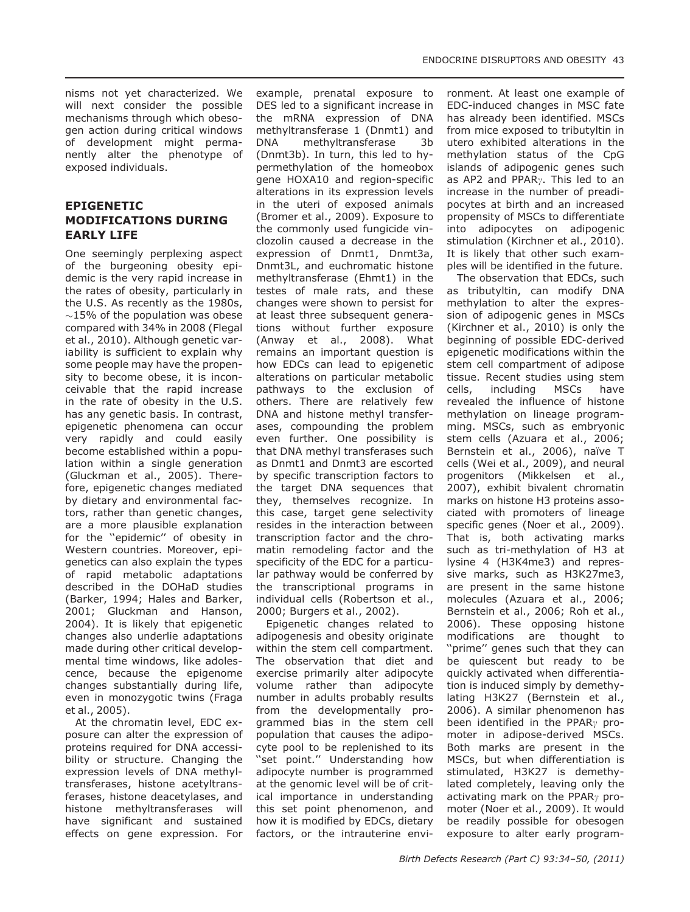nisms not yet characterized. We will next consider the possible mechanisms through which obesogen action during critical windows of development might permanently alter the phenotype of exposed individuals.

## EPIGENETIC MODIFICATIONS DURING EARLY LIFE

One seemingly perplexing aspect of the burgeoning obesity epidemic is the very rapid increase in the rates of obesity, particularly in the U.S. As recently as the 1980s, ~15% of the population was obese compared with 34% in 2008 (Flegal et al., 2010). Although genetic variability is sufficient to explain why some people may have the propensity to become obese, it is inconceivable that the rapid increase in the rate of obesity in the U.S. has any genetic basis. In contrast, epigenetic phenomena can occur very rapidly and could easily become established within a population within a single generation (Gluckman et al., 2005). Therefore, epigenetic changes mediated by dietary and environmental factors, rather than genetic changes, are a more plausible explanation for the ''epidemic'' of obesity in Western countries. Moreover, epigenetics can also explain the types of rapid metabolic adaptations described in the DOHaD studies (Barker, 1994; Hales and Barker, 2001; Gluckman and Hanson, 2004). It is likely that epigenetic changes also underlie adaptations made during other critical developmental time windows, like adolescence, because the epigenome changes substantially during life, even in monozygotic twins (Fraga et al., 2005).

At the chromatin level, EDC exposure can alter the expression of proteins required for DNA accessibility or structure. Changing the expression levels of DNA methyltransferases, histone acetyltransferases, histone deacetylases, and histone methyltransferases will have significant and sustained effects on gene expression. For example, prenatal exposure to DES led to a significant increase in the mRNA expression of DNA methyltransferase 1 (Dnmt1) and DNA methyltransferase 3b (Dnmt3b). In turn, this led to hypermethylation of the homeobox gene HOXA10 and region-specific alterations in its expression levels in the uteri of exposed animals (Bromer et al., 2009). Exposure to the commonly used fungicide vinclozolin caused a decrease in the expression of Dnmt1, Dnmt3a, Dnmt3L, and euchromatic histone methyltransferase (Ehmt1) in the testes of male rats, and these changes were shown to persist for at least three subsequent generations without further exposure (Anway et al., 2008). What remains an important question is how EDCs can lead to epigenetic alterations on particular metabolic pathways to the exclusion of others. There are relatively few DNA and histone methyl transferases, compounding the problem even further. One possibility is that DNA methyl transferases such as Dnmt1 and Dnmt3 are escorted by specific transcription factors to the target DNA sequences that they, themselves recognize. In this case, target gene selectivity resides in the interaction between transcription factor and the chromatin remodeling factor and the specificity of the EDC for a particular pathway would be conferred by the transcriptional programs in individual cells (Robertson et al., 2000; Burgers et al., 2002).

Epigenetic changes related to adipogenesis and obesity originate within the stem cell compartment. The observation that diet and exercise primarily alter adipocyte volume rather than adipocyte number in adults probably results from the developmentally programmed bias in the stem cell population that causes the adipocyte pool to be replenished to its ''set point.'' Understanding how adipocyte number is programmed at the genomic level will be of critical importance in understanding this set point phenomenon, and how it is modified by EDCs, dietary factors, or the intrauterine environment. At least one example of EDC-induced changes in MSC fate has already been identified. MSCs from mice exposed to tributyltin in utero exhibited alterations in the methylation status of the CpG islands of adipogenic genes such as AP2 and PPAR$\gamma$. This led to an increase in the number of preadipocytes at birth and an increased propensity of MSCs to differentiate into adipocytes on adipogenic stimulation (Kirchner et al., 2010). It is likely that other such examples will be identified in the future.

The observation that EDCs, such as tributyltin, can modify DNA methylation to alter the expression of adipogenic genes in MSCs (Kirchner et al., 2010) is only the beginning of possible EDC-derived epigenetic modifications within the stem cell compartment of adipose tissue. Recent studies using stem cells, including MSCs have revealed the influence of histone methylation on lineage programming. MSCs, such as embryonic stem cells (Azuara et al., 2006; Bernstein et al., 2006), naïve T cells (Wei et al., 2009), and neural progenitors (Mikkelsen et al., 2007), exhibit bivalent chromatin marks on histone H3 proteins associated with promoters of lineage specific genes (Noer et al., 2009). That is, both activating marks such as tri-methylation of H3 at lysine 4 (H3K4me3) and repressive marks, such as H3K27me3, are present in the same histone molecules (Azuara et al., 2006; Bernstein et al., 2006; Roh et al., 2006). These opposing histone modifications are thought to ''prime'' genes such that they can be quiescent but ready to be quickly activated when differentiation is induced simply by demethylating H3K27 (Bernstein et al., 2006). A similar phenomenon has been identified in the PPAR$\gamma$ promoter in adipose-derived MSCs. Both marks are present in the MSCs, but when differentiation is stimulated, H3K27 is demethylated completely, leaving only the activating mark on the PPAR$\gamma$ promoter (Noer et al., 2009). It would be readily possible for obesogen exposure to alter early program-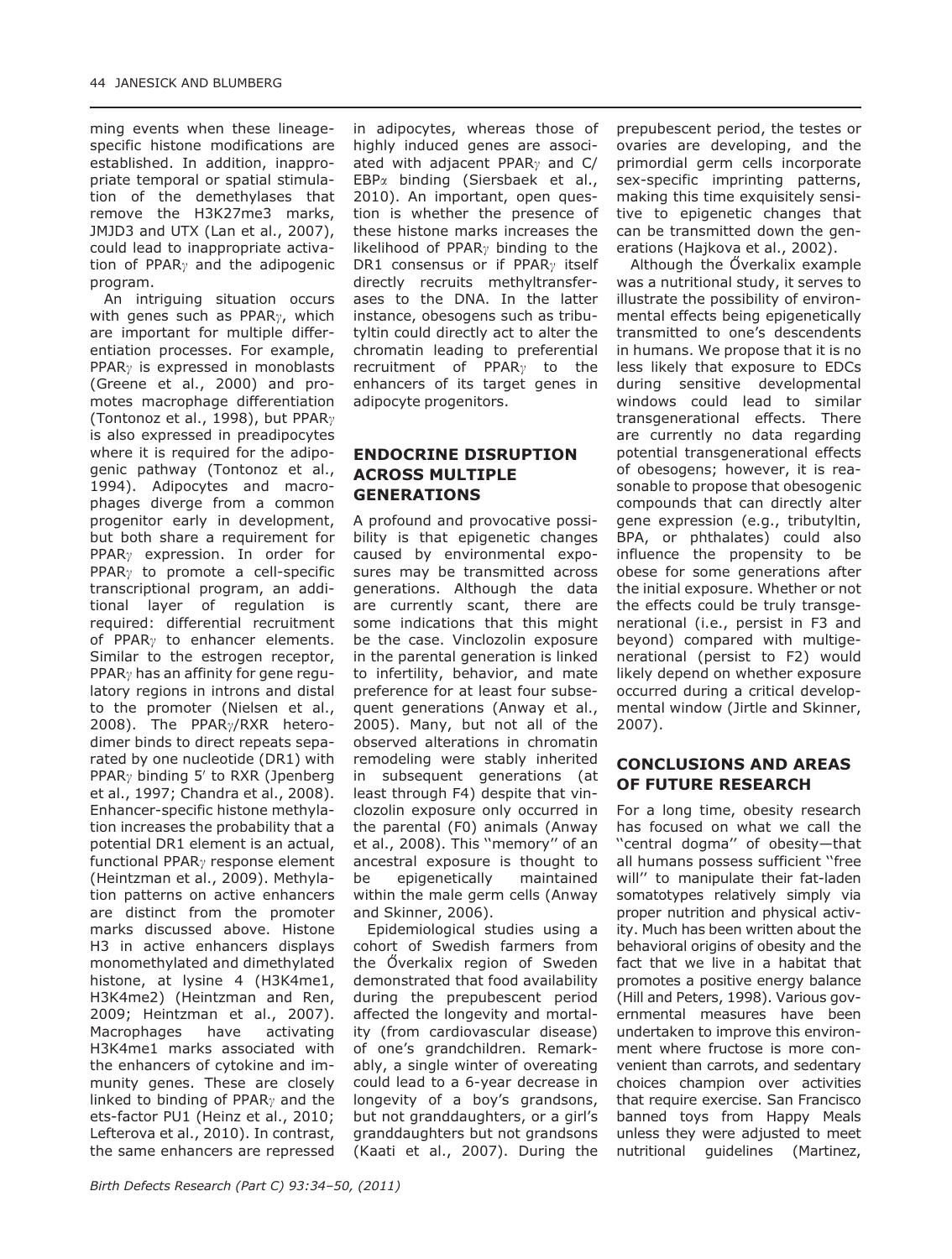ming events when these lineage-specific histone modifications are established. In addition, inappropriate temporal or spatial stimulation of the demethylases that remove the H3K27me3 marks, JMJD3 and UTX (Lan et al., 2007), could lead to inappropriate activation of PPAR$\gamma$ and the adipogenic program.

An intriguing situation occurs with genes such as PPAR$\gamma$, which are important for multiple differentiation processes. For example, PPAR$\gamma$ is expressed in monoblasts (Greene et al., 2000) and promotes macrophage differentiation (Tontonoz et al., 1998), but PPAR$\gamma$ is also expressed in preadipocytes where it is required for the adipogenic pathway (Tontonoz et al., 1994). Adipocytes and macrophages diverge from a common progenitor early in development, but both share a requirement for PPAR$\gamma$ expression. In order for PPAR$\gamma$ to promote a cell-specific transcriptional program, an additional layer of regulation is required: differential recruitment of PPAR$\gamma$ to enhancer elements. Similar to the estrogen receptor, PPAR$\gamma$ has an affinity for gene regulatory regions in introns and distal to the promoter (Nielsen et al., 2008). The PPAR$\gamma$/RXR heterodimer binds to direct repeats separated by one nucleotide (DR1) with PPAR$\gamma$ binding 5′ to RXR (Jpenberg et al., 1997; Chandra et al., 2008). Enhancer-specific histone methylation increases the probability that a potential DR1 element is an actual, functional PPAR$\gamma$ response element (Heintzman et al., 2009). Methylation patterns on active enhancers are distinct from the promoter marks discussed above. Histone H3 in active enhancers displays monomethylated and dimethylated histone, at lysine 4 (H3K4me1, H3K4me2) (Heintzman and Ren, 2009; Heintzman et al., 2007). Macrophages have activating H3K4me1 marks associated with the enhancers of cytokine and immunity genes. These are closely linked to binding of PPAR$\gamma$ and the ets-factor PU1 (Heinz et al., 2010; Lefterova et al., 2010). In contrast, the same enhancers are repressed in adipocytes, whereas those of highly induced genes are associated with adjacent PPAR$\gamma$ and C/EBP$\alpha$ binding (Siersbaek et al., 2010). An important, open question is whether the presence of these histone marks increases the likelihood of PPAR$\gamma$ binding to the DR1 consensus or if PPAR$\gamma$ itself directly recruits methyltransferases to the DNA. In the latter instance, obesogens such as tributyltin could directly act to alter the chromatin leading to preferential recruitment of PPAR$\gamma$ to the enhancers of its target genes in adipocyte progenitors.

## ENDOCRINE DISRUPTION ACROSS MULTIPLE GENERATIONS

A profound and provocative possibility is that epigenetic changes caused by environmental exposures may be transmitted across generations. Although the data are currently scant, there are some indications that this might be the case. Vinclozolin exposure in the parental generation is linked to infertility, behavior, and mate preference for at least four subsequent generations (Anway et al., 2005). Many, but not all of the observed alterations in chromatin remodeling were stably inherited in subsequent generations (at least through F4) despite that vinclozolin exposure only occurred in the parental (F0) animals (Anway et al., 2008). This ''memory'' of an ancestral exposure is thought to be epigenetically maintained within the male germ cells (Anway and Skinner, 2006).

Epidemiological studies using a cohort of Swedish farmers from the Őverkalix region of Sweden demonstrated that food availability during the prepubescent period affected the longevity and mortality (from cardiovascular disease) of one's grandchildren. Remarkably, a single winter of overeating could lead to a 6-year decrease in longevity of a boy's grandsons, but not granddaughters, or a girl's granddaughters but not grandsons (Kaati et al., 2007). During the prepubescent period, the testes or ovaries are developing, and the primordial germ cells incorporate sex-specific imprinting patterns, making this time exquisitely sensitive to epigenetic changes that can be transmitted down the generations (Hajkova et al., 2002).

Although the Őverkalix example was a nutritional study, it serves to illustrate the possibility of environmental effects being epigenetically transmitted to one's descendents in humans. We propose that it is no less likely that exposure to EDCs during sensitive developmental windows could lead to similar transgenerational effects. There are currently no data regarding potential transgenerational effects of obesogens; however, it is reasonable to propose that obesogenic compounds that can directly alter gene expression (e.g., tributyltin, BPA, or phthalates) could also influence the propensity to be obese for some generations after the initial exposure. Whether or not the effects could be truly transgenerational (i.e., persist in F3 and beyond) compared with multigenerational (persist to F2) would likely depend on whether exposure occurred during a critical developmental window (Jirtle and Skinner, 2007).

## CONCLUSIONS AND AREAS OF FUTURE RESEARCH

For a long time, obesity research has focused on what we call the ''central dogma'' of obesity—that all humans possess sufficient ''free will'' to manipulate their fat-laden somatotypes relatively simply via proper nutrition and physical activity. Much has been written about the behavioral origins of obesity and the fact that we live in a habitat that promotes a positive energy balance (Hill and Peters, 1998). Various governmental measures have been undertaken to improve this environment where fructose is more convenient than carrots, and sedentary choices champion over activities that require exercise. San Francisco banned toys from Happy Meals unless they were adjusted to meet nutritional guidelines (Martinez,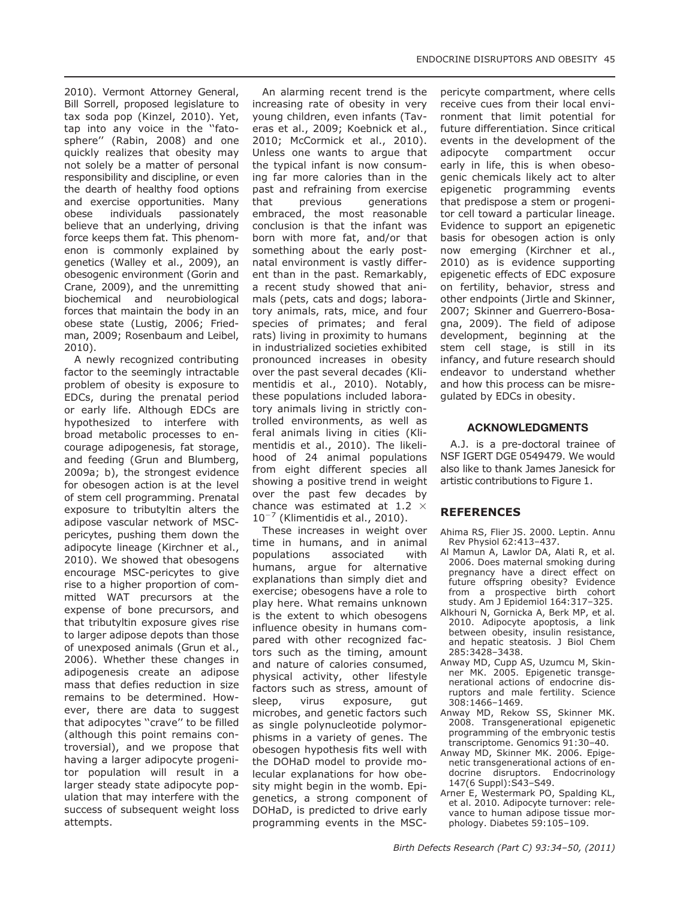2010). Vermont Attorney General, Bill Sorrell, proposed legislature to tax soda pop (Kinzel, 2010). Yet, tap into any voice in the ''fatosphere'' (Rabin, 2008) and one quickly realizes that obesity may not solely be a matter of personal responsibility and discipline, or even the dearth of healthy food options and exercise opportunities. Many obese individuals passionately believe that an underlying, driving force keeps them fat. This phenomenon is commonly explained by genetics (Walley et al., 2009), an obesogenic environment (Gorin and Crane, 2009), and the unremitting biochemical and neurobiological forces that maintain the body in an obese state (Lustig, 2006; Friedman, 2009; Rosenbaum and Leibel, 2010).

A newly recognized contributing factor to the seemingly intractable problem of obesity is exposure to EDCs, during the prenatal period or early life. Although EDCs are hypothesized to interfere with broad metabolic processes to encourage adipogenesis, fat storage, and feeding (Grun and Blumberg, 2009a; b), the strongest evidence for obesogen action is at the level of stem cell programming. Prenatal exposure to tributyltin alters the adipose vascular network of MSC-pericytes, pushing them down the adipocyte lineage (Kirchner et al., 2010). We showed that obesogens encourage MSC-pericytes to give rise to a higher proportion of committed WAT precursors at the expense of bone precursors, and that tributyltin exposure gives rise to larger adipose depots than those of unexposed animals (Grun et al., 2006). Whether these changes in adipogenesis create an adipose mass that defies reduction in size remains to be determined. However, there are data to suggest that adipocytes ''crave'' to be filled (although this point remains controversial), and we propose that having a larger adipocyte progenitor population will result in a larger steady state adipocyte population that may interfere with the success of subsequent weight loss attempts.

An alarming recent trend is the increasing rate of obesity in very young children, even infants (Taveras et al., 2009; Koebnick et al., 2010; McCormick et al., 2010). Unless one wants to argue that the typical infant is now consuming far more calories than in the past and refraining from exercise that previous generations embraced, the most reasonable conclusion is that the infant was born with more fat, and/or that something about the early postnatal environment is vastly different than in the past. Remarkably, a recent study showed that animals (pets, cats and dogs; laboratory animals, rats, mice, and four species of primates; and feral rats) living in proximity to humans in industrialized societies exhibited pronounced increases in obesity over the past several decades (Klimentidis et al., 2010). Notably, these populations included laboratory animals living in strictly controlled environments, as well as feral animals living in cities (Klimentidis et al., 2010). The likelihood of 24 animal populations from eight different species all showing a positive trend in weight over the past few decades by chance was estimated at $1.2 \times 10^{-7}$ (Klimentidis et al., 2010).

These increases in weight over time in humans, and in animal populations associated with humans, argue for alternative explanations than simply diet and exercise; obesogens have a role to play here. What remains unknown is the extent to which obesogens influence obesity in humans compared with other recognized factors such as the timing, amount and nature of calories consumed, physical activity, other lifestyle factors such as stress, amount of sleep, virus exposure, gut microbes, and genetic factors such as single polynucleotide polymorphisms in a variety of genes. The obesogen hypothesis fits well with the DOHaD model to provide molecular explanations for how obesity might begin in the womb. Epigenetics, a strong component of DOHaD, is predicted to drive early programming events in the MSC-pericyte compartment, where cells receive cues from their local environment that limit potential for future differentiation. Since critical events in the development of the adipocyte compartment occur early in life, this is when obesogenic chemicals likely act to alter epigenetic programming events that predispose a stem or progenitor cell toward a particular lineage. Evidence to support an epigenetic basis for obesogen action is only now emerging (Kirchner et al., 2010) as is evidence supporting epigenetic effects of EDC exposure on fertility, behavior, stress and other endpoints (Jirtle and Skinner, 2007; Skinner and Guerrero-Bosagna, 2009). The field of adipose development, beginning at the stem cell stage, is still in its infancy, and future research should endeavor to understand whether and how this process can be misregulated by EDCs in obesity.

## ACKNOWLEDGMENTS

A.J. is a pre-doctoral trainee of NSF IGERT DGE 0549479. We would also like to thank James Janesick for artistic contributions to Figure 1.

## REFERENCES

- Ahima RS, Flier JS. 2000. Leptin. Annu Rev Physiol 62:413–437.
- Al Mamun A, Lawlor DA, Alati R, et al. 2006. Does maternal smoking during pregnancy have a direct effect on future offspring obesity? Evidence from a prospective birth cohort study. Am J Epidemiol 164:317–325.
- Alkhouri N, Gornicka A, Berk MP, et al. 2010. Adipocyte apoptosis, a link between obesity, insulin resistance, and hepatic steatosis. J Biol Chem 285:3428–3438.
- Anway MD, Cupp AS, Uzumcu M, Skinner MK. 2005. Epigenetic transgenerational actions of endocrine disruptors and male fertility. Science 308:1466–1469.
- Anway MD, Rekow SS, Skinner MK. 2008. Transgenerational epigenetic programming of the embryonic testis transcriptome. Genomics 91:30–40.
- Anway MD, Skinner MK. 2006. Epigenetic transgenerational actions of endocrine disruptors. Endocrinology 147(6 Suppl):S43–S49.
- Arner E, Westermark PO, Spalding KL, et al. 2010. Adipocyte turnover: relevance to human adipose tissue morphology. Diabetes 59:105–109.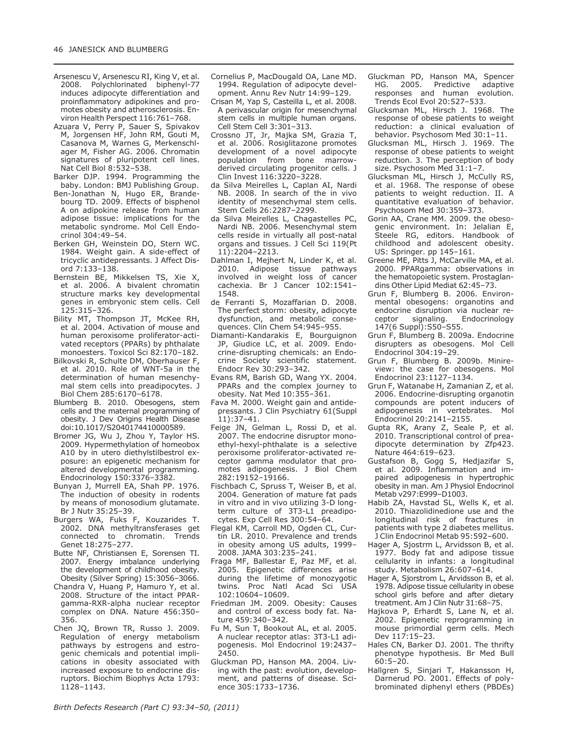Arsenescu V, Arsenescu RI, King V, et al. 2008. Polychlorinated biphenyl-77 induces adipocyte differentiation and proinflammatory adipokines and promotes obesity and atherosclerosis. Environ Health Perspect 116:761–768.

Azuara V, Perry P, Sauer S, Spivakov M, Jorgensen HF, John RM, Gouti M, Casanova M, Warnes G, Merkenschlager M, Fisher AG. 2006. Chromatin signatures of pluripotent cell lines. Nat Cell Biol 8:532–538.

Barker DJP. 1994. Programming the baby. London: BMJ Publishing Group.

Ben-Jonathan N, Hugo ER, Brandebourg TD. 2009. Effects of bisphenol A on adipokine release from human adipose tissue: implications for the metabolic syndrome. Mol Cell Endocrinol 304:49–54.

Berken GH, Weinstein DO, Stern WC. 1984. Weight gain. A side-effect of tricyclic antidepressants. J Affect Disord 7:133–138.

Bernstein BE, Mikkelsen TS, Xie X, et al. 2006. A bivalent chromatin structure marks key developmental genes in embryonic stem cells. Cell 125:315–326.

Bility MT, Thompson JT, McKee RH, et al. 2004. Activation of mouse and human peroxisome proliferator-activated receptors (PPARs) by phthalate monoesters. Toxicol Sci 82:170–182.

Bilkovski R, Schulte DM, Oberhauser F, et al. 2010. Role of WNT-5a in the determination of human mesenchymal stem cells into preadipocytes. J Biol Chem 285:6170–6178.

Blumberg B. 2010. Obesogens, stem cells and the maternal programming of obesity. J Dev Origins Health Disease doi:10.1017/S2040174410000589.

Bromer JG, Wu J, Zhou Y, Taylor HS. 2009. Hypermethylation of homeobox A10 by in utero diethylstilbestrol exposure: an epigenetic mechanism for altered developmental programming. Endocrinology 150:3376–3382.

Bunyan J, Murrell EA, Shah PP. 1976. The induction of obesity in rodents by means of monosodium glutamate. Br J Nutr 35:25–39.

Burgers WA, Fuks F, Kouzarides T. 2002. DNA methyltransferases get connected to chromatin. Trends Genet 18:275–277.

Butte NF, Christiansen E, Sorensen TI. 2007. Energy imbalance underlying the development of childhood obesity. Obesity (Silver Spring) 15:3056–3066.

Chandra V, Huang P, Hamuro Y, et al. 2008. Structure of the intact PPAR-gamma-RXR-alpha nuclear receptor complex on DNA. Nature 456:350–356.

Chen JQ, Brown TR, Russo J. 2009. Regulation of energy metabolism pathways by estrogens and estrogenic chemicals and potential implications in obesity associated with increased exposure to endocrine disruptors. Biochim Biophys Acta 1793: 1128–1143.

Cornelius P, MacDougald OA, Lane MD. 1994. Regulation of adipocyte development. Annu Rev Nutr 14:99–129.

Crisan M, Yap S, Casteilla L, et al. 2008. A perivascular origin for mesenchymal stem cells in multiple human organs. Cell Stem Cell 3:301–313.

Crossno JT, Jr, Majka SM, Grazia T, et al. 2006. Rosiglitazone promotes development of a novel adipocyte population from bone marrow-derived circulating progenitor cells. J Clin Invest 116:3220–3228.

da Silva Meirelles L, Caplan AI, Nardi NB. 2008. In search of the in vivo identity of mesenchymal stem cells. Stem Cells 26:2287–2299.

da Silva Meirelles L, Chagastelles PC, Nardi NB. 2006. Mesenchymal stem cells reside in virtually all post-natal organs and tissues. J Cell Sci 119(Pt 11):2204–2213.

Dahlman I, Mejhert N, Linder K, et al. 2010. Adipose tissue pathways involved in weight loss of cancer cachexia. Br J Cancer 102:1541–1548.

de Ferranti S, Mozaffarian D. 2008. The perfect storm: obesity, adipocyte dysfunction, and metabolic consequences. Clin Chem 54:945–955.

Diamanti-Kandarakis E, Bourguignon JP, Giudice LC, et al. 2009. Endocrine-disrupting chemicals: an Endocrine Society scientific statement. Endocr Rev 30:293–342.

Evans RM, Barish GD, Wang YX. 2004. PPARs and the complex journey to obesity. Nat Med 10:355–361.

Fava M. 2000. Weight gain and antidepressants. J Clin Psychiatry 61(Suppl 11):37–41.

Feige JN, Gelman L, Rossi D, et al. 2007. The endocrine disruptor monoethyl-hexyl-phthalate is a selective peroxisome proliferator-activated receptor gamma modulator that promotes adipogenesis. J Biol Chem 282:19152–19166.

Fischbach C, Spruss T, Weiser B, et al. 2004. Generation of mature fat pads in vitro and in vivo utilizing 3-D long-term culture of 3T3-L1 preadipocytes. Exp Cell Res 300:54–64.

Flegal KM, Carroll MD, Ogden CL, Curtin LR. 2010. Prevalence and trends in obesity among US adults, 1999–2008. JAMA 303:235–241.

Fraga MF, Ballestar E, Paz MF, et al. 2005. Epigenetic differences arise during the lifetime of monozygotic twins. Proc Natl Acad Sci USA 102:10604–10609.

Friedman JM. 2009. Obesity: Causes and control of excess body fat. Nature 459:340–342.

Fu M, Sun T, Bookout AL, et al. 2005. A nuclear receptor atlas: 3T3-L1 adipogenesis. Mol Endocrinol 19:2437–2450.

Gluckman PD, Hanson MA. 2004. Living with the past: evolution, development, and patterns of disease. Science 305:1733–1736.

Gluckman PD, Hanson MA, Spencer HG. 2005. Predictive adaptive responses and human evolution. Trends Ecol Evol 20:527–533.

Glucksman ML, Hirsch J. 1968. The response of obese patients to weight reduction: a clinical evaluation of behavior. Psychosom Med 30:1–11.

Glucksman ML, Hirsch J. 1969. The response of obese patients to weight reduction. 3. The perception of body size. Psychosom Med 31:1–7.

Glucksman ML, Hirsch J, McCully RS, et al. 1968. The response of obese patients to weight reduction. II. A quantitative evaluation of behavior. Psychosom Med 30:359–373.

Gorin AA, Crane MM. 2009. the obesogenic environment. In: Jelalian E, Steele RG, editors. Handbook of childhood and adolescent obesity. US: Springer. pp 145–161.

Greene ME, Pitts J, McCarville MA, et al. 2000. PPARgamma: observations in the hematopoietic system. Prostaglandins Other Lipid Mediat 62:45–73.

Grun F, Blumberg B. 2006. Environmental obesogens: organotins and endocrine disruption via nuclear receptor signaling. Endocrinology 147(6 Suppl):S50–S55.

Grun F, Blumberg B. 2009a. Endocrine disrupters as obesogens. Mol Cell Endocrinol 304:19–29.

Grun F, Blumberg B. 2009b. Minireview: the case for obesogens. Mol Endocrinol 23:1127–1134.

Grun F, Watanabe H, Zamanian Z, et al. 2006. Endocrine-disrupting organotin compounds are potent inducers of adipogenesis in vertebrates. Mol Endocrinol 20:2141–2155.

Gupta RK, Arany Z, Seale P, et al. 2010. Transcriptional control of preadipocyte determination by Zfp423. Nature 464:619–623.

Gustafson B, Gogg S, Hedjazifar S, et al. 2009. Inflammation and impaired adipogenesis in hypertrophic obesity in man. Am J Physiol Endocrinol Metab v297:E999–D1003.

Habib ZA, Havstad SL, Wells K, et al. 2010. Thiazolidinedione use and the longitudinal risk of fractures in patients with type 2 diabetes mellitus. J Clin Endocrinol Metab 95:592–600.

Hager A, Sjostrm L, Arvidsson B, et al. 1977. Body fat and adipose tissue cellularity in infants: a longitudinal study. Metabolism 26:607–614.

Hager A, Sjorstrom L, Arvidsson B, et al. 1978. Adipose tissue cellularity in obese school girls before and after dietary treatment. Am J Clin Nutr 31:68–75.

Hajkova P, Erhardt S, Lane N, et al. 2002. Epigenetic reprogramming in mouse primordial germ cells. Mech Dev 117:15–23.

Hales CN, Barker DJ. 2001. The thrifty phenotype hypothesis. Br Med Bull 60:5–20.

Hallgren S, Sinjari T, Hakansson H, Darnerud PO. 2001. Effects of polybrominated diphenyl ethers (PBDEs)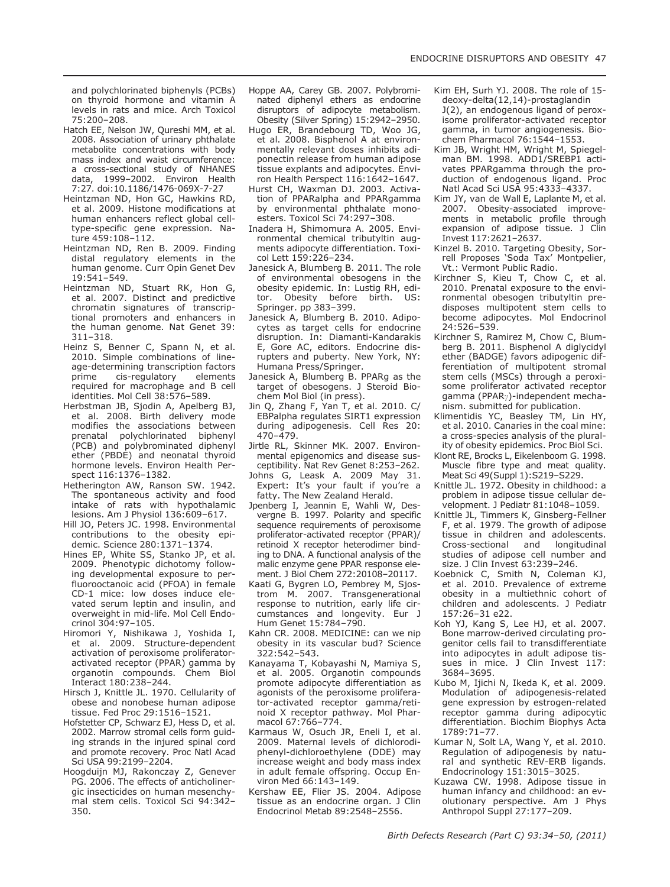and polychlorinated biphenyls (PCBs) on thyroid hormone and vitamin A levels in rats and mice. Arch Toxicol 75:200–208.

Hatch EE, Nelson JW, Qureshi MM, et al. 2008. Association of urinary phthalate metabolite concentrations with body mass index and waist circumference: a cross-sectional study of NHANES data, 1999–2002. Environ Health 7:27. doi:10.1186/1476-069X-7-27

Heintzman ND, Hon GC, Hawkins RD, et al. 2009. Histone modifications at human enhancers reflect global cell-type-specific gene expression. Nature 459:108–112.

Heintzman ND, Ren B. 2009. Finding distal regulatory elements in the human genome. Curr Opin Genet Dev 19:541–549.

Heintzman ND, Stuart RK, Hon G, et al. 2007. Distinct and predictive chromatin signatures of transcriptional promoters and enhancers in the human genome. Nat Genet 39: 311–318.

Heinz S, Benner C, Spann N, et al. 2010. Simple combinations of lineage-determining transcription factors prime cis-regulatory elements required for macrophage and B cell identities. Mol Cell 38:576–589.

Herbstman JB, Sjodin A, Apelberg BJ, et al. 2008. Birth delivery mode modifies the associations between prenatal polychlorinated biphenyl (PCB) and polybrominated diphenyl ether (PBDE) and neonatal thyroid hormone levels. Environ Health Perspect 116:1376–1382.

Hetherington AW, Ranson SW. 1942. The spontaneous activity and food intake of rats with hypothalamic lesions. Am J Physiol 136:609–617.

Hill JO, Peters JC. 1998. Environmental contributions to the obesity epidemic. Science 280:1371–1374.

Hines EP, White SS, Stanko JP, et al. 2009. Phenotypic dichotomy following developmental exposure to perfluorooctanoic acid (PFOA) in female CD-1 mice: low doses induce elevated serum leptin and insulin, and overweight in mid-life. Mol Cell Endocrinol 304:97–105.

Hiromori Y, Nishikawa J, Yoshida I, et al. 2009. Structure-dependent activation of peroxisome proliferator-activated receptor (PPAR) gamma by organotin compounds. Chem Biol Interact 180:238–244.

Hirsch J, Knittle JL. 1970. Cellularity of obese and nonobese human adipose tissue. Fed Proc 29:1516–1521.

Hofstetter CP, Schwarz EJ, Hess D, et al. 2002. Marrow stromal cells form guiding strands in the injured spinal cord and promote recovery. Proc Natl Acad Sci USA 99:2199–2204.

Hoogduijn MJ, Rakonczay Z, Genever PG. 2006. The effects of anticholinergic insecticides on human mesenchymal stem cells. Toxicol Sci 94:342–350.

Hoppe AA, Carey GB. 2007. Polybrominated diphenyl ethers as endocrine disruptors of adipocyte metabolism. Obesity (Silver Spring) 15:2942–2950.

Hugo ER, Brandebourg TD, Woo JG, et al. 2008. Bisphenol A at environmentally relevant doses inhibits adiponectin release from human adipose tissue explants and adipocytes. Environ Health Perspect 116:1642–1647.

Hurst CH, Waxman DJ. 2003. Activation of PPARalpha and PPARgamma by environmental phthalate monoesters. Toxicol Sci 74:297–308.

Inadera H, Shimomura A. 2005. Environmental chemical tributyltin augments adipocyte differentiation. Toxicol Lett 159:226–234.

Janesick A, Blumberg B. 2011. The role of environmental obesogens in the obesity epidemic. In: Lustig RH, editor. Obesity before birth. US: Springer. pp 383–399.

Janesick A, Blumberg B. 2010. Adipocytes as target cells for endocrine disruption. In: Diamanti-Kandarakis E, Gore AC, editors. Endocrine disrupters and puberty. New York, NY: Humana Press/Springer.

Janesick A, Blumberg B. PPARg as the target of obesogens. J Steroid Biochem Mol Biol (in press).

Jin Q, Zhang F, Yan T, et al. 2010. C/EBPalpha regulates SIRT1 expression during adipogenesis. Cell Res 20: 470–479.

Jirtle RL, Skinner MK. 2007. Environmental epigenomics and disease susceptibility. Nat Rev Genet 8:253–262.

Johns G, Leask A. 2009 May 31. Expert: It's your fault if you're a fatty. The New Zealand Herald.

Jpenberg I, Jeannin E, Wahli W, Desvergne B. 1997. Polarity and specific sequence requirements of peroxisome proliferator-activated receptor (PPAR)/retinoid X receptor heterodimer binding to DNA. A functional analysis of the malic enzyme gene PPAR response element. J Biol Chem 272:20108–20117.

Kaati G, Bygren LO, Pembrey M, Sjostrom M. 2007. Transgenerational response to nutrition, early life circumstances and longevity. Eur J Hum Genet 15:784–790.

Kahn CR. 2008. MEDICINE: can we nip obesity in its vascular bud? Science 322:542–543.

Kanayama T, Kobayashi N, Mamiya S, et al. 2005. Organotin compounds promote adipocyte differentiation as agonists of the peroxisome proliferator-activated receptor gamma/retinoid X receptor pathway. Mol Pharmacol 67:766–774.

Karmaus W, Osuch JR, Eneli I, et al. 2009. Maternal levels of dichlorodiphenyl-dichloroethylene (DDE) may increase weight and body mass index in adult female offspring. Occup Environ Med 66:143–149.

Kershaw EE, Flier JS. 2004. Adipose tissue as an endocrine organ. J Clin Endocrinol Metab 89:2548–2556.

Kim EH, Surh YJ. 2008. The role of 15-deoxy-delta(12,14)-prostaglandin J(2), an endogenous ligand of peroxisome proliferator-activated receptor gamma, in tumor angiogenesis. Biochem Pharmacol 76:1544–1553.

Kim JB, Wright HM, Wright M, Spiegelman BM. 1998. ADD1/SREBP1 activates PPARgamma through the production of endogenous ligand. Proc Natl Acad Sci USA 95:4333–4337.

Kim JY, van de Wall E, Laplante M, et al. 2007. Obesity-associated improvements in metabolic profile through expansion of adipose tissue. J Clin Invest 117:2621–2637.

Kinzel B. 2010. Targeting Obesity, Sorrell Proposes 'Soda Tax' Montpelier, Vt.: Vermont Public Radio.

Kirchner S, Kieu T, Chow C, et al. 2010. Prenatal exposure to the environmental obesogen tributyltin predisposes multipotent stem cells to become adipocytes. Mol Endocrinol 24:526–539.

Kirchner S, Ramirez M, Chow C, Blumberg B. 2011. Bisphenol A diglycidyl ether (BADGE) favors adipogenic differentiation of multipotent stromal stem cells (MSCs) through a peroxisome proliferator activated receptor gamma (PPAR$\gamma$)-independent mechanism. submitted for publication.

Klimentidis YC, Beasley TM, Lin HY, et al. 2010. Canaries in the coal mine: a cross-species analysis of the plurality of obesity epidemics. Proc Biol Sci.

Klont RE, Brocks L, Eikelenboom G. 1998. Muscle fibre type and meat quality. Meat Sci 49(Suppl 1):S219–S229.

Knittle JL. 1972. Obesity in childhood: a problem in adipose tissue cellular development. J Pediatr 81:1048–1059.

Knittle JL, Timmers K, Ginsberg-Fellner F, et al. 1979. The growth of adipose tissue in children and adolescents. Cross-sectional and longitudinal studies of adipose cell number and size. J Clin Invest 63:239–246.

Koebnick C, Smith N, Coleman KJ, et al. 2010. Prevalence of extreme obesity in a multiethnic cohort of children and adolescents. J Pediatr 157:26–31 e22.

Koh YJ, Kang S, Lee HJ, et al. 2007. Bone marrow-derived circulating progenitor cells fail to transdifferentiate into adipocytes in adult adipose tissues in mice. J Clin Invest 117: 3684–3695.

Kubo M, Ijichi N, Ikeda K, et al. 2009. Modulation of adipogenesis-related gene expression by estrogen-related receptor gamma during adipocytic differentiation. Biochim Biophys Acta 1789:71–77.

Kumar N, Solt LA, Wang Y, et al. 2010. Regulation of adipogenesis by natural and synthetic REV-ERB ligands. Endocrinology 151:3015–3025.

Kuzawa CW. 1998. Adipose tissue in human infancy and childhood: an evolutionary perspective. Am J Phys Anthropol Suppl 27:177–209.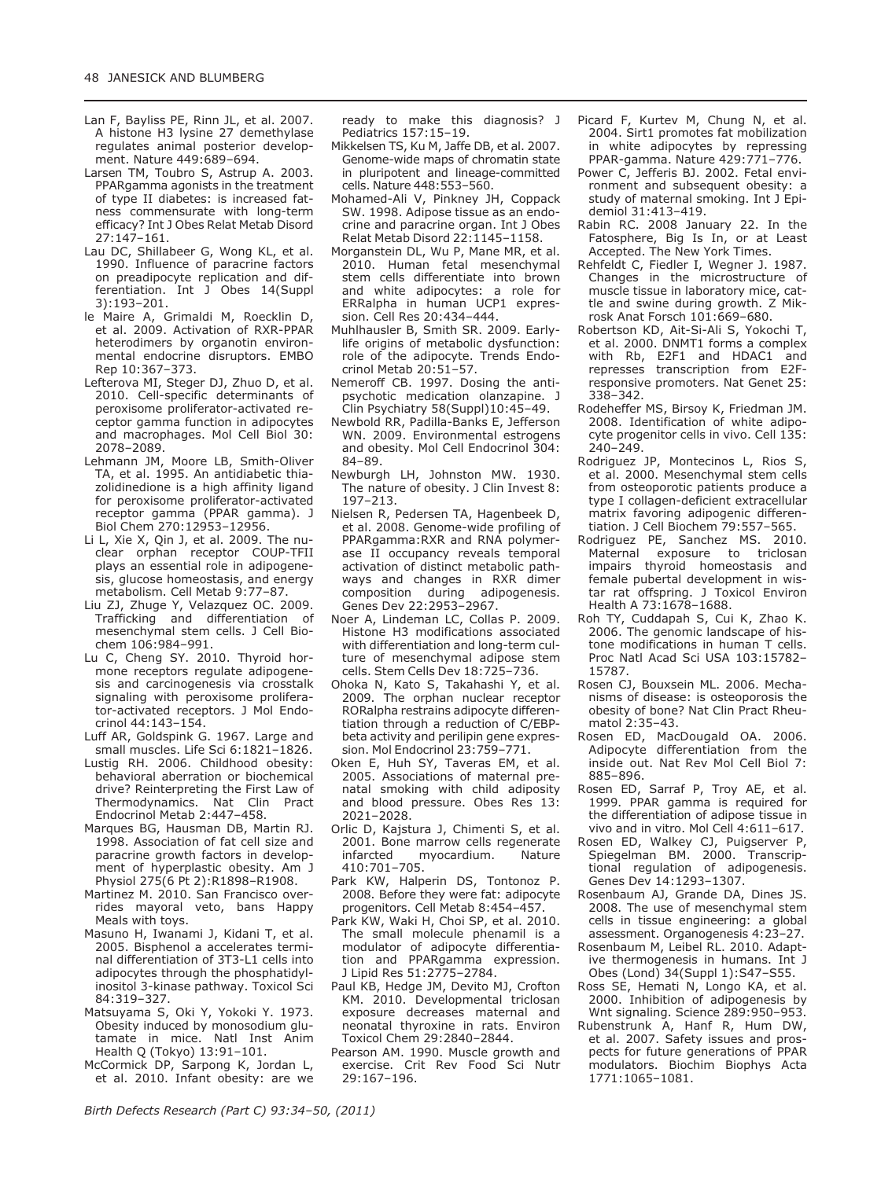Lan F, Bayliss PE, Rinn JL, et al. 2007. A histone H3 lysine 27 demethylase regulates animal posterior development. Nature 449:689–694.

Larsen TM, Toubro S, Astrup A. 2003. PPARgamma agonists in the treatment of type II diabetes: is increased fatness commensurate with long-term efficacy? Int J Obes Relat Metab Disord 27:147–161.

Lau DC, Shillabeer G, Wong KL, et al. 1990. Influence of paracrine factors on preadipocyte replication and differentiation. Int J Obes 14(Suppl 3):193–201.

le Maire A, Grimaldi M, Roecklin D, et al. 2009. Activation of RXR-PPAR heterodimers by organotin environmental endocrine disruptors. EMBO Rep 10:367–373.

Lefterova MI, Steger DJ, Zhuo D, et al. 2010. Cell-specific determinants of peroxisome proliferator-activated receptor gamma function in adipocytes and macrophages. Mol Cell Biol 30: 2078–2089.

Lehmann JM, Moore LB, Smith-Oliver TA, et al. 1995. An antidiabetic thiazolidinedione is a high affinity ligand for peroxisome proliferator-activated receptor gamma (PPAR gamma). J Biol Chem 270:12953–12956.

Li L, Xie X, Qin J, et al. 2009. The nuclear orphan receptor COUP-TFII plays an essential role in adipogenesis, glucose homeostasis, and energy metabolism. Cell Metab 9:77–87.

Liu ZJ, Zhuge Y, Velazquez OC. 2009. Trafficking and differentiation of mesenchymal stem cells. J Cell Biochem 106:984–991.

Lu C, Cheng SY. 2010. Thyroid hormone receptors regulate adipogenesis and carcinogenesis via crosstalk signaling with peroxisome proliferator-activated receptors. J Mol Endocrinol 44:143–154.

Luff AR, Goldspink G. 1967. Large and small muscles. Life Sci 6:1821–1826.

Lustig RH. 2006. Childhood obesity: behavioral aberration or biochemical drive? Reinterpreting the First Law of Thermodynamics. Nat Clin Pract Endocrinol Metab 2:447–458.

Marques BG, Hausman DB, Martin RJ. 1998. Association of fat cell size and paracrine growth factors in development of hyperplastic obesity. Am J Physiol 275(6 Pt 2):R1898–R1908.

Martinez M. 2010. San Francisco overrides mayoral veto, bans Happy Meals with toys.

Masuno H, Iwanami J, Kidani T, et al. 2005. Bisphenol a accelerates terminal differentiation of 3T3-L1 cells into adipocytes through the phosphatidylinositol 3-kinase pathway. Toxicol Sci 84:319–327.

Matsuyama S, Oki Y, Yokoki Y. 1973. Obesity induced by monosodium glutamate in mice. Natl Inst Anim Health Q (Tokyo) 13:91–101.

McCormick DP, Sarpong K, Jordan L, et al. 2010. Infant obesity: are we ready to make this diagnosis? J Pediatrics 157:15–19.

Mikkelsen TS, Ku M, Jaffe DB, et al. 2007. Genome-wide maps of chromatin state in pluripotent and lineage-committed cells. Nature 448:553–560.

Mohamed-Ali V, Pinkney JH, Coppack SW. 1998. Adipose tissue as an endocrine and paracrine organ. Int J Obes Relat Metab Disord 22:1145–1158.

Morganstein DL, Wu P, Mane MR, et al. 2010. Human fetal mesenchymal stem cells differentiate into brown and white adipocytes: a role for ERRalpha in human UCP1 expression. Cell Res 20:434–444.

Muhlhausler B, Smith SR. 2009. Early-life origins of metabolic dysfunction: role of the adipocyte. Trends Endocrinol Metab 20:51–57.

Nemeroff CB. 1997. Dosing the antipsychotic medication olanzapine. J Clin Psychiatry 58(Suppl)10:45–49.

Newbold RR, Padilla-Banks E, Jefferson WN. 2009. Environmental estrogens and obesity. Mol Cell Endocrinol 304: 84–89.

Newburgh LH, Johnston MW. 1930. The nature of obesity. J Clin Invest 8: 197–213.

Nielsen R, Pedersen TA, Hagenbeek D, et al. 2008. Genome-wide profiling of PPARgamma:RXR and RNA polymerase II occupancy reveals temporal activation of distinct metabolic pathways and changes in RXR dimer composition during adipogenesis. Genes Dev 22:2953–2967.

Noer A, Lindeman LC, Collas P. 2009. Histone H3 modifications associated with differentiation and long-term culture of mesenchymal adipose stem cells. Stem Cells Dev 18:725–736.

Ohoka N, Kato S, Takahashi Y, et al. 2009. The orphan nuclear receptor RORalpha restrains adipocyte differentiation through a reduction of C/EBPbeta activity and perilipin gene expression. Mol Endocrinol 23:759–771.

Oken E, Huh SY, Taveras EM, et al. 2005. Associations of maternal prenatal smoking with child adiposity and blood pressure. Obes Res 13: 2021–2028.

Orlic D, Kajstura J, Chimenti S, et al. 2001. Bone marrow cells regenerate infarcted myocardium. Nature 410:701–705.

Park KW, Halperin DS, Tontonoz P. 2008. Before they were fat: adipocyte progenitors. Cell Metab 8:454–457.

Park KW, Waki H, Choi SP, et al. 2010. The small molecule phenamil is a modulator of adipocyte differentiation and PPARgamma expression. J Lipid Res 51:2775–2784.

Paul KB, Hedge JM, Devito MJ, Crofton KM. 2010. Developmental triclosan exposure decreases maternal and neonatal thyroxine in rats. Environ Toxicol Chem 29:2840–2844.

Pearson AM. 1990. Muscle growth and exercise. Crit Rev Food Sci Nutr 29:167–196.

Picard F, Kurtev M, Chung N, et al. 2004. Sirt1 promotes fat mobilization in white adipocytes by repressing PPAR-gamma. Nature 429:771–776.

Power C, Jefferis BJ. 2002. Fetal environment and subsequent obesity: a study of maternal smoking. Int J Epidemiol 31:413–419.

Rabin RC. 2008 January 22. In the Fatosphere, Big Is In, or at Least Accepted. The New York Times.

Rehfeldt C, Fiedler I, Wegner J. 1987. Changes in the microstructure of muscle tissue in laboratory mice, cattle and swine during growth. Z Mikrosk Anat Forsch 101:669–680.

Robertson KD, Ait-Si-Ali S, Yokochi T, et al. 2000. DNMT1 forms a complex with Rb, E2F1 and HDAC1 and represses transcription from E2F-responsive promoters. Nat Genet 25: 338–342.

Rodeheffer MS, Birsoy K, Friedman JM. 2008. Identification of white adipocyte progenitor cells in vivo. Cell 135: 240–249.

Rodriguez JP, Montecinos L, Rios S, et al. 2000. Mesenchymal stem cells from osteoporotic patients produce a type I collagen-deficient extracellular matrix favoring adipogenic differentiation. J Cell Biochem 79:557–565.

Rodriguez PE, Sanchez MS. 2010. Maternal exposure to triclosan impairs thyroid homeostasis and female pubertal development in wistar rat offspring. J Toxicol Environ Health A 73:1678–1688.

Roh TY, Cuddapah S, Cui K, Zhao K. 2006. The genomic landscape of histone modifications in human T cells. Proc Natl Acad Sci USA 103:15782–15787.

Rosen CJ, Bouxsein ML. 2006. Mechanisms of disease: is osteoporosis the obesity of bone? Nat Clin Pract Rheumatol 2:35–43.

Rosen ED, MacDougald OA. 2006. Adipocyte differentiation from the inside out. Nat Rev Mol Cell Biol 7: 885–896.

Rosen ED, Sarraf P, Troy AE, et al. 1999. PPAR gamma is required for the differentiation of adipose tissue in vivo and in vitro. Mol Cell 4:611–617.

Rosen ED, Walkey CJ, Puigserver P, Spiegelman BM. 2000. Transcriptional regulation of adipogenesis. Genes Dev 14:1293–1307.

Rosenbaum AJ, Grande DA, Dines JS. 2008. The use of mesenchymal stem cells in tissue engineering: a global assessment. Organogenesis 4:23–27.

Rosenbaum M, Leibel RL. 2010. Adaptive thermogenesis in humans. Int J Obes (Lond) 34(Suppl 1):S47–S55.

Ross SE, Hemati N, Longo KA, et al. 2000. Inhibition of adipogenesis by Wnt signaling. Science 289:950–953.

Rubenstrunk A, Hanf R, Hum DW, et al. 2007. Safety issues and prospects for future generations of PPAR modulators. Biochim Biophys Acta 1771:1065–1081.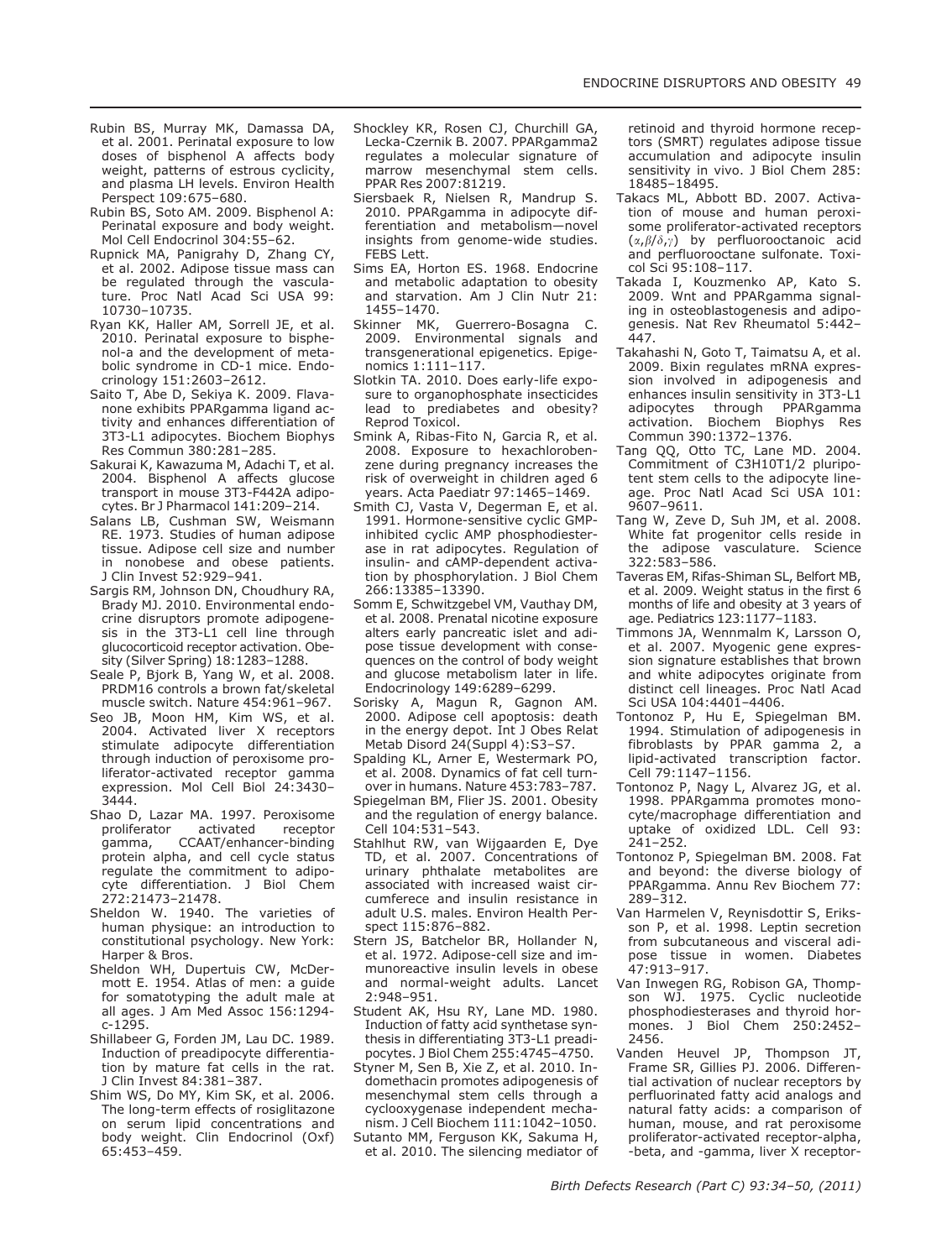Rubin BS, Murray MK, Damassa DA, et al. 2001. Perinatal exposure to low doses of bisphenol A affects body weight, patterns of estrous cyclicity, and plasma LH levels. Environ Health Perspect 109:675–680.

Rubin BS, Soto AM. 2009. Bisphenol A: Perinatal exposure and body weight. Mol Cell Endocrinol 304:55–62.

Rupnick MA, Panigrahy D, Zhang CY, et al. 2002. Adipose tissue mass can be regulated through the vasculature. Proc Natl Acad Sci USA 99: 10730–10735.

Ryan KK, Haller AM, Sorrell JE, et al. 2010. Perinatal exposure to bisphenol-a and the development of metabolic syndrome in CD-1 mice. Endocrinology 151:2603–2612.

Saito T, Abe D, Sekiya K. 2009. Flavanone exhibits PPARgamma ligand activity and enhances differentiation of 3T3-L1 adipocytes. Biochem Biophys Res Commun 380:281–285.

Sakurai K, Kawazuma M, Adachi T, et al. 2004. Bisphenol A affects glucose transport in mouse 3T3-F442A adipocytes. Br J Pharmacol 141:209–214.

Salans LB, Cushman SW, Weismann RE. 1973. Studies of human adipose tissue. Adipose cell size and number in nonobese and obese patients. J Clin Invest 52:929–941.

Sargis RM, Johnson DN, Choudhury RA, Brady MJ. 2010. Environmental endocrine disruptors promote adipogenesis in the 3T3-L1 cell line through glucocorticoid receptor activation. Obesity (Silver Spring) 18:1283–1288.

Seale P, Bjork B, Yang W, et al. 2008. PRDM16 controls a brown fat/skeletal muscle switch. Nature 454:961–967.

Seo JB, Moon HM, Kim WS, et al. 2004. Activated liver X receptors stimulate adipocyte differentiation through induction of peroxisome proliferator-activated receptor gamma expression. Mol Cell Biol 24:3430–3444.

Shao D, Lazar MA. 1997. Peroxisome proliferator activated receptor gamma, CCAAT/enhancer-binding protein alpha, and cell cycle status regulate the commitment to adipocyte differentiation. J Biol Chem 272:21473–21478.

Sheldon W. 1940. The varieties of human physique: an introduction to constitutional psychology. New York: Harper & Bros.

Sheldon WH, Dupertuis CW, McDermott E. 1954. Atlas of men: a guide for somatotyping the adult male at all ages. J Am Med Assoc 156:1294-c-1295.

Shillabeer G, Forden JM, Lau DC. 1989. Induction of preadipocyte differentiation by mature fat cells in the rat. J Clin Invest 84:381–387.

Shim WS, Do MY, Kim SK, et al. 2006. The long-term effects of rosiglitazone on serum lipid concentrations and body weight. Clin Endocrinol (Oxf) 65:453–459.

Shockley KR, Rosen CJ, Churchill GA, Lecka-Czernik B. 2007. PPARgamma2 regulates a molecular signature of marrow mesenchymal stem cells. PPAR Res 2007:81219.

Siersbaek R, Nielsen R, Mandrup S. 2010. PPARgamma in adipocyte differentiation and metabolism—novel insights from genome-wide studies. FEBS Lett.

Sims EA, Horton ES. 1968. Endocrine and metabolic adaptation to obesity and starvation. Am J Clin Nutr 21: 1455–1470.

Skinner MK, Guerrero-Bosagna C. 2009. Environmental signals and transgenerational epigenetics. Epigenomics 1:111–117.

Slotkin TA. 2010. Does early-life exposure to organophosphate insecticides lead to prediabetes and obesity? Reprod Toxicol.

Smink A, Ribas-Fito N, Garcia R, et al. 2008. Exposure to hexachlorobenzene during pregnancy increases the risk of overweight in children aged 6 years. Acta Paediatr 97:1465–1469.

Smith CJ, Vasta V, Degerman E, et al. 1991. Hormone-sensitive cyclic GMP-inhibited cyclic AMP phosphodiesterase in rat adipocytes. Regulation of insulin- and cAMP-dependent activation by phosphorylation. J Biol Chem 266:13385–13390.

Somm E, Schwitzgebel VM, Vauthay DM, et al. 2008. Prenatal nicotine exposure alters early pancreatic islet and adipose tissue development with consequences on the control of body weight and glucose metabolism later in life. Endocrinology 149:6289–6299.

Sorisky A, Magun R, Gagnon AM. 2000. Adipose cell apoptosis: death in the energy depot. Int J Obes Relat Metab Disord 24(Suppl 4):S3–S7.

Spalding KL, Arner E, Westermark PO, et al. 2008. Dynamics of fat cell turnover in humans. Nature 453:783–787.

Spiegelman BM, Flier JS. 2001. Obesity and the regulation of energy balance. Cell 104:531–543.

Stahlhut RW, van Wijgaarden E, Dye TD, et al. 2007. Concentrations of urinary phthalate metabolites are associated with increased waist circumferece and insulin resistance in adult U.S. males. Environ Health Perspect 115:876–882.

Stern JS, Batchelor BR, Hollander N, et al. 1972. Adipose-cell size and immunoreactive insulin levels in obese and normal-weight adults. Lancet 2:948–951.

Student AK, Hsu RY, Lane MD. 1980. Induction of fatty acid synthetase synthesis in differentiating 3T3-L1 preadipocytes. J Biol Chem 255:4745–4750.

Styner M, Sen B, Xie Z, et al. 2010. Indomethacin promotes adipogenesis of mesenchymal stem cells through a cyclooxygenase independent mechanism. J Cell Biochem 111:1042–1050.

Sutanto MM, Ferguson KK, Sakuma H, et al. 2010. The silencing mediator of retinoid and thyroid hormone receptors (SMRT) regulates adipose tissue accumulation and adipocyte insulin sensitivity in vivo. J Biol Chem 285: 18485–18495.

Takacs ML, Abbott BD. 2007. Activation of mouse and human peroxisome proliferator-activated receptors ($\alpha,\beta/\delta,\gamma$) by perfluorooctanoic acid and perfluorooctane sulfonate. Toxicol Sci 95:108–117.

Takada I, Kouzmenko AP, Kato S. 2009. Wnt and PPARgamma signaling in osteoblastogenesis and adipogenesis. Nat Rev Rheumatol 5:442–447.

Takahashi N, Goto T, Taimatsu A, et al. 2009. Bixin regulates mRNA expression involved in adipogenesis and enhances insulin sensitivity in 3T3-L1 adipocytes through PPARgamma activation. Biochem Biophys Res Commun 390:1372–1376.

Tang QQ, Otto TC, Lane MD. 2004. Commitment of C3H10T1/2 pluripotent stem cells to the adipocyte lineage. Proc Natl Acad Sci USA 101: 9607–9611.

Tang W, Zeve D, Suh JM, et al. 2008. White fat progenitor cells reside in the adipose vasculature. Science 322:583–586.

Taveras EM, Rifas-Shiman SL, Belfort MB, et al. 2009. Weight status in the first 6 months of life and obesity at 3 years of age. Pediatrics 123:1177–1183.

Timmons JA, Wennmalm K, Larsson O, et al. 2007. Myogenic gene expression signature establishes that brown and white adipocytes originate from distinct cell lineages. Proc Natl Acad Sci USA 104:4401–4406.

Tontonoz P, Hu E, Spiegelman BM. 1994. Stimulation of adipogenesis in fibroblasts by PPAR gamma 2, a lipid-activated transcription factor. Cell 79:1147–1156.

Tontonoz P, Nagy L, Alvarez JG, et al. 1998. PPARgamma promotes monocyte/macrophage differentiation and uptake of oxidized LDL. Cell 93: 241–252.

Tontonoz P, Spiegelman BM. 2008. Fat and beyond: the diverse biology of PPARgamma. Annu Rev Biochem 77: 289–312.

Van Harmelen V, Reynisdottir S, Eriksson P, et al. 1998. Leptin secretion from subcutaneous and visceral adipose tissue in women. Diabetes 47:913–917.

Van Inwegen RG, Robison GA, Thompson WJ. 1975. Cyclic nucleotide phosphodiesterases and thyroid hormones. J Biol Chem 250:2452–2456.

Vanden Heuvel JP, Thompson JT, Frame SR, Gillies PJ. 2006. Differential activation of nuclear receptors by perfluorinated fatty acid analogs and natural fatty acids: a comparison of human, mouse, and rat peroxisome proliferator-activated receptor-alpha, -beta, and -gamma, liver X receptor-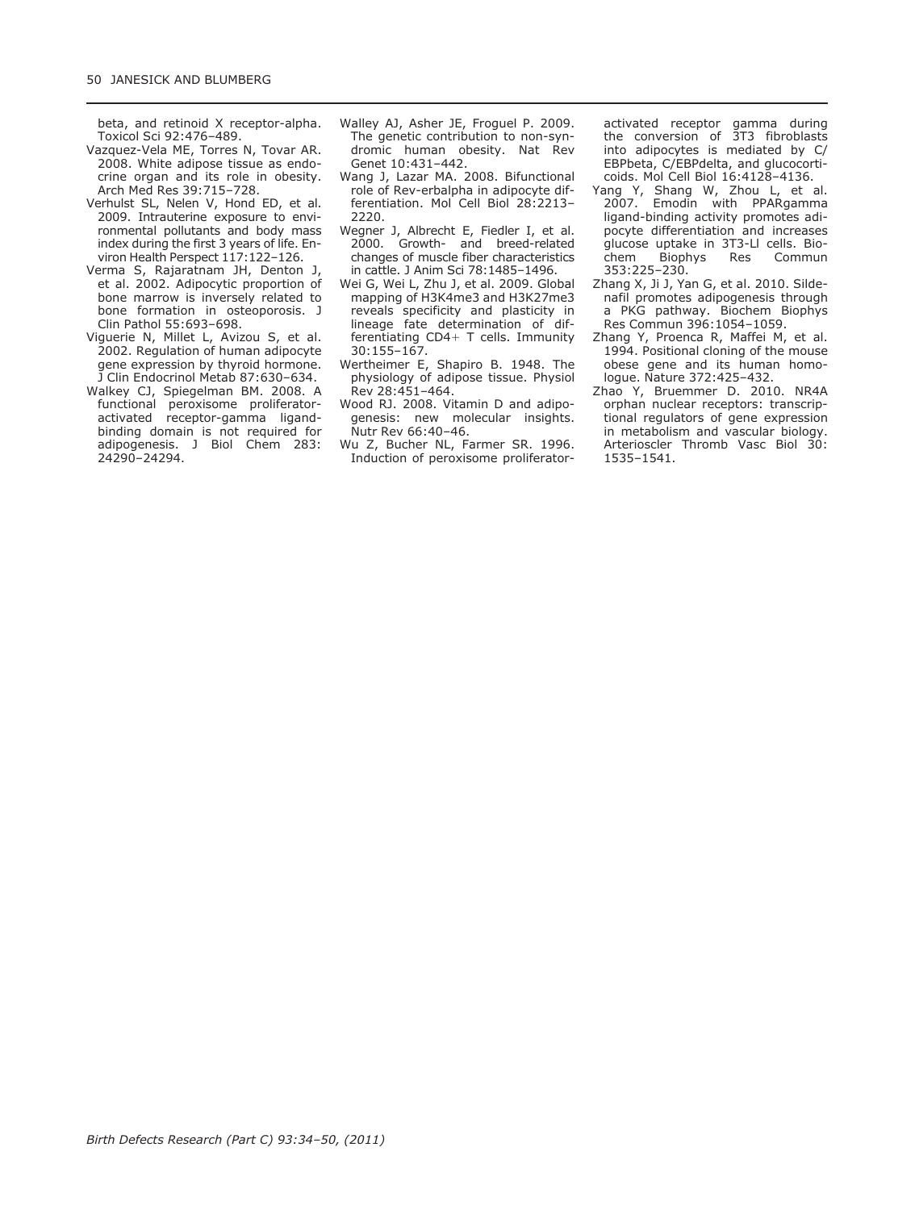beta, and retinoid X receptor-alpha. Toxicol Sci 92:476–489.

Vazquez-Vela ME, Torres N, Tovar AR. 2008. White adipose tissue as endocrine organ and its role in obesity. Arch Med Res 39:715–728.

Verhulst SL, Nelen V, Hond ED, et al. 2009. Intrauterine exposure to environmental pollutants and body mass index during the first 3 years of life. Environ Health Perspect 117:122–126.

Verma S, Rajaratnam JH, Denton J, et al. 2002. Adipocytic proportion of bone marrow is inversely related to bone formation in osteoporosis. J Clin Pathol 55:693–698.

Viguerie N, Millet L, Avizou S, et al. 2002. Regulation of human adipocyte gene expression by thyroid hormone. J Clin Endocrinol Metab 87:630–634.

Walkey CJ, Spiegelman BM. 2008. A functional peroxisome proliferator-activated receptor-gamma ligand-binding domain is not required for adipogenesis. J Biol Chem 283: 24290–24294.

Walley AJ, Asher JE, Froguel P. 2009. The genetic contribution to non-syndromic human obesity. Nat Rev Genet 10:431–442.

Wang J, Lazar MA. 2008. Bifunctional role of Rev-erbalpha in adipocyte differentiation. Mol Cell Biol 28:2213–2220.

Wegner J, Albrecht E, Fiedler I, et al. 2000. Growth- and breed-related changes of muscle fiber characteristics in cattle. J Anim Sci 78:1485–1496.

Wei G, Wei L, Zhu J, et al. 2009. Global mapping of H3K4me3 and H3K27me3 reveals specificity and plasticity in lineage fate determination of differentiating CD4+ T cells. Immunity 30:155–167.

Wertheimer E, Shapiro B. 1948. The physiology of adipose tissue. Physiol Rev 28:451–464.

Wood RJ. 2008. Vitamin D and adipogenesis: new molecular insights. Nutr Rev 66:40–46.

Wu Z, Bucher NL, Farmer SR. 1996. Induction of peroxisome proliferator-activated receptor gamma during the conversion of 3T3 fibroblasts into adipocytes is mediated by C/EBPbeta, C/EBPdelta, and glucocorticoids. Mol Cell Biol 16:4128–4136.

Yang Y, Shang W, Zhou L, et al. 2007. Emodin with PPARgamma ligand-binding activity promotes adipocyte differentiation and increases glucose uptake in 3T3-Ll cells. Biochem Biophys Res Commun 353:225–230.

Zhang X, Ji J, Yan G, et al. 2010. Sildenafil promotes adipogenesis through a PKG pathway. Biochem Biophys Res Commun 396:1054–1059.

Zhang Y, Proenca R, Maffei M, et al. 1994. Positional cloning of the mouse obese gene and its human homologue. Nature 372:425–432.

Zhao Y, Bruemmer D. 2010. NR4A orphan nuclear receptors: transcriptional regulators of gene expression in metabolism and vascular biology. Arterioscler Thromb Vasc Biol 30: 1535–1541.